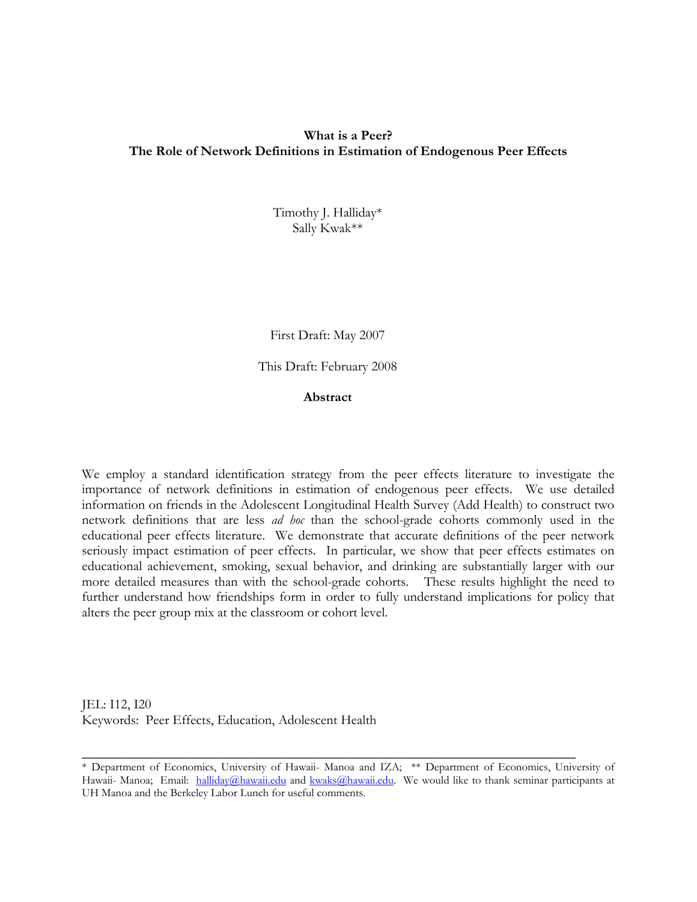# What is a Peer?
# The Role of Network Definitions in Estimation of Endogenous Peer Effects

Timothy J. Halliday*
Sally Kwak**

First Draft: May 2007

This Draft: February 2008

**Abstract**

We employ a standard identification strategy from the peer effects literature to investigate the importance of network definitions in estimation of endogenous peer effects. We use detailed information on friends in the Adolescent Longitudinal Health Survey (Add Health) to construct two network definitions that are less *ad hoc* than the school-grade cohorts commonly used in the educational peer effects literature. We demonstrate that accurate definitions of the peer network seriously impact estimation of peer effects. In particular, we show that peer effects estimates on educational achievement, smoking, sexual behavior, and drinking are substantially larger with our more detailed measures than with the school-grade cohorts. These results highlight the need to further understand how friendships form in order to fully understand implications for policy that alters the peer group mix at the classroom or cohort level.

JEL: I12, I20
Keywords: Peer Effects, Education, Adolescent Health

---

* Department of Economics, University of Hawaii- Manoa and IZA; ** Department of Economics, University of Hawaii- Manoa; Email: halliday@hawaii.edu and kwaks@hawaii.edu. We would like to thank seminar participants at UH Manoa and the Berkeley Labor Lunch for useful comments.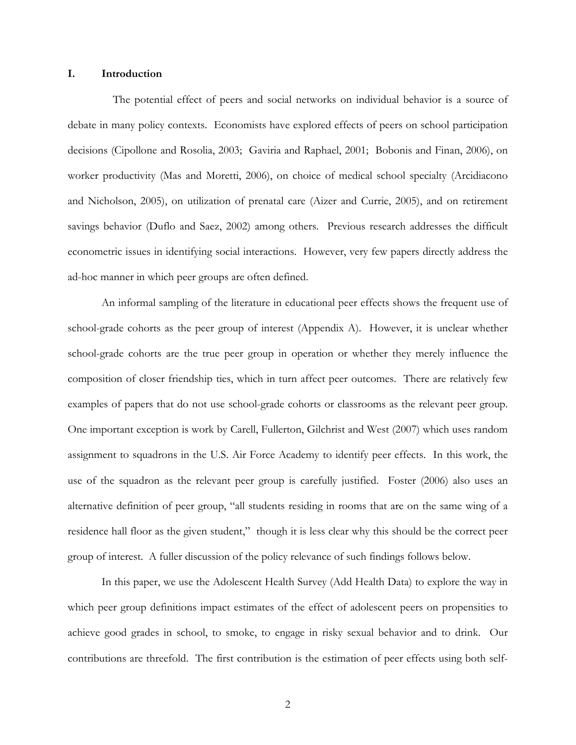## I. Introduction

The potential effect of peers and social networks on individual behavior is a source of debate in many policy contexts. Economists have explored effects of peers on school participation decisions (Cipollone and Rosolia, 2003; Gaviria and Raphael, 2001; Bobonis and Finan, 2006), on worker productivity (Mas and Moretti, 2006), on choice of medical school specialty (Arcidiacono and Nicholson, 2005), on utilization of prenatal care (Aizer and Currie, 2005), and on retirement savings behavior (Duflo and Saez, 2002) among others. Previous research addresses the difficult econometric issues in identifying social interactions. However, very few papers directly address the ad-hoc manner in which peer groups are often defined.

An informal sampling of the literature in educational peer effects shows the frequent use of school-grade cohorts as the peer group of interest (Appendix A). However, it is unclear whether school-grade cohorts are the true peer group in operation or whether they merely influence the composition of closer friendship ties, which in turn affect peer outcomes. There are relatively few examples of papers that do not use school-grade cohorts or classrooms as the relevant peer group. One important exception is work by Carell, Fullerton, Gilchrist and West (2007) which uses random assignment to squadrons in the U.S. Air Force Academy to identify peer effects. In this work, the use of the squadron as the relevant peer group is carefully justified. Foster (2006) also uses an alternative definition of peer group, "all students residing in rooms that are on the same wing of a residence hall floor as the given student," though it is less clear why this should be the correct peer group of interest. A fuller discussion of the policy relevance of such findings follows below.

In this paper, we use the Adolescent Health Survey (Add Health Data) to explore the way in which peer group definitions impact estimates of the effect of adolescent peers on propensities to achieve good grades in school, to smoke, to engage in risky sexual behavior and to drink. Our contributions are threefold. The first contribution is the estimation of peer effects using both self-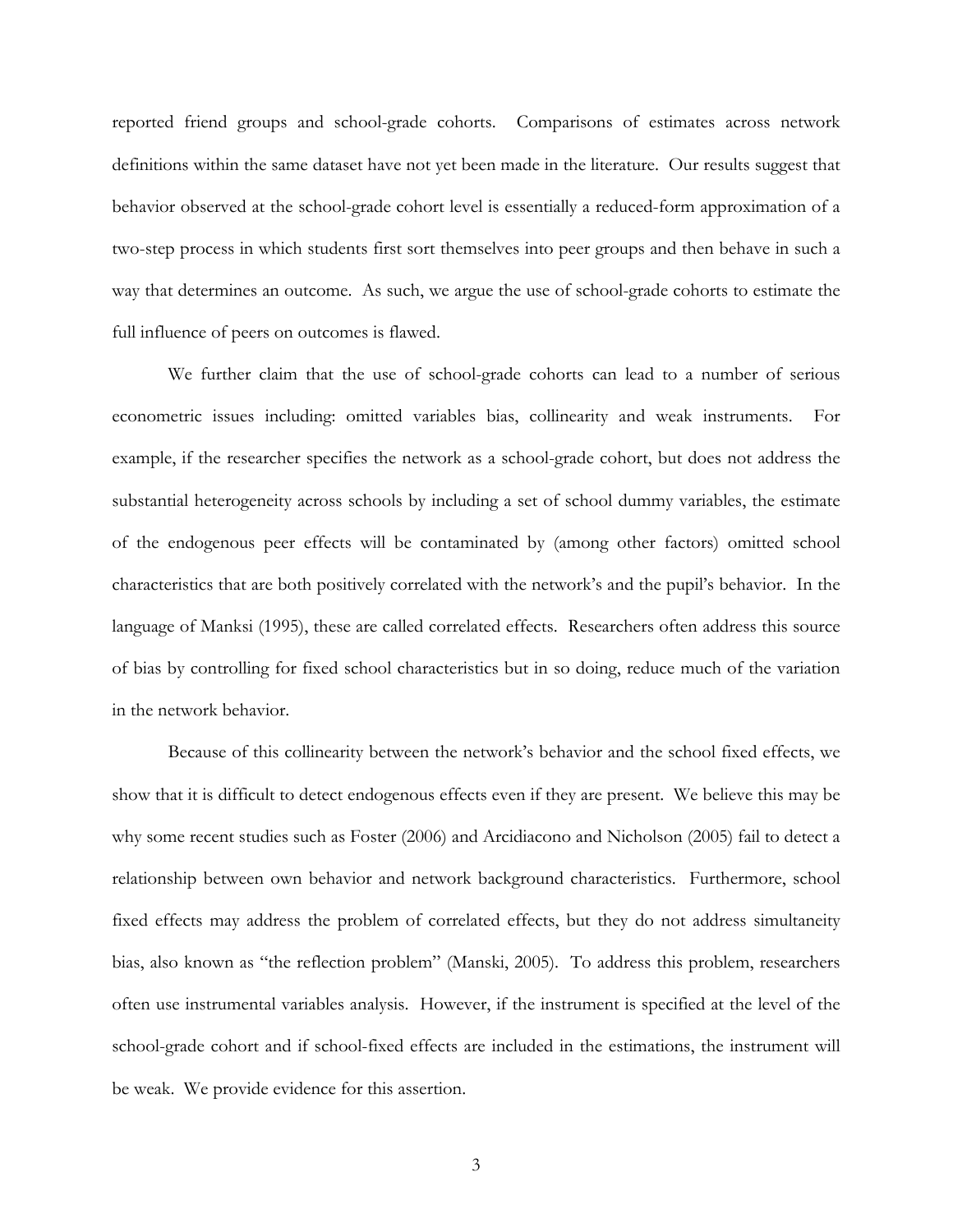reported friend groups and school-grade cohorts. Comparisons of estimates across network definitions within the same dataset have not yet been made in the literature. Our results suggest that behavior observed at the school-grade cohort level is essentially a reduced-form approximation of a two-step process in which students first sort themselves into peer groups and then behave in such a way that determines an outcome. As such, we argue the use of school-grade cohorts to estimate the full influence of peers on outcomes is flawed.

We further claim that the use of school-grade cohorts can lead to a number of serious econometric issues including: omitted variables bias, collinearity and weak instruments. For example, if the researcher specifies the network as a school-grade cohort, but does not address the substantial heterogeneity across schools by including a set of school dummy variables, the estimate of the endogenous peer effects will be contaminated by (among other factors) omitted school characteristics that are both positively correlated with the network's and the pupil's behavior. In the language of Manksi (1995), these are called correlated effects. Researchers often address this source of bias by controlling for fixed school characteristics but in so doing, reduce much of the variation in the network behavior.

Because of this collinearity between the network's behavior and the school fixed effects, we show that it is difficult to detect endogenous effects even if they are present. We believe this may be why some recent studies such as Foster (2006) and Arcidiacono and Nicholson (2005) fail to detect a relationship between own behavior and network background characteristics. Furthermore, school fixed effects may address the problem of correlated effects, but they do not address simultaneity bias, also known as "the reflection problem" (Manski, 2005). To address this problem, researchers often use instrumental variables analysis. However, if the instrument is specified at the level of the school-grade cohort and if school-fixed effects are included in the estimations, the instrument will be weak. We provide evidence for this assertion.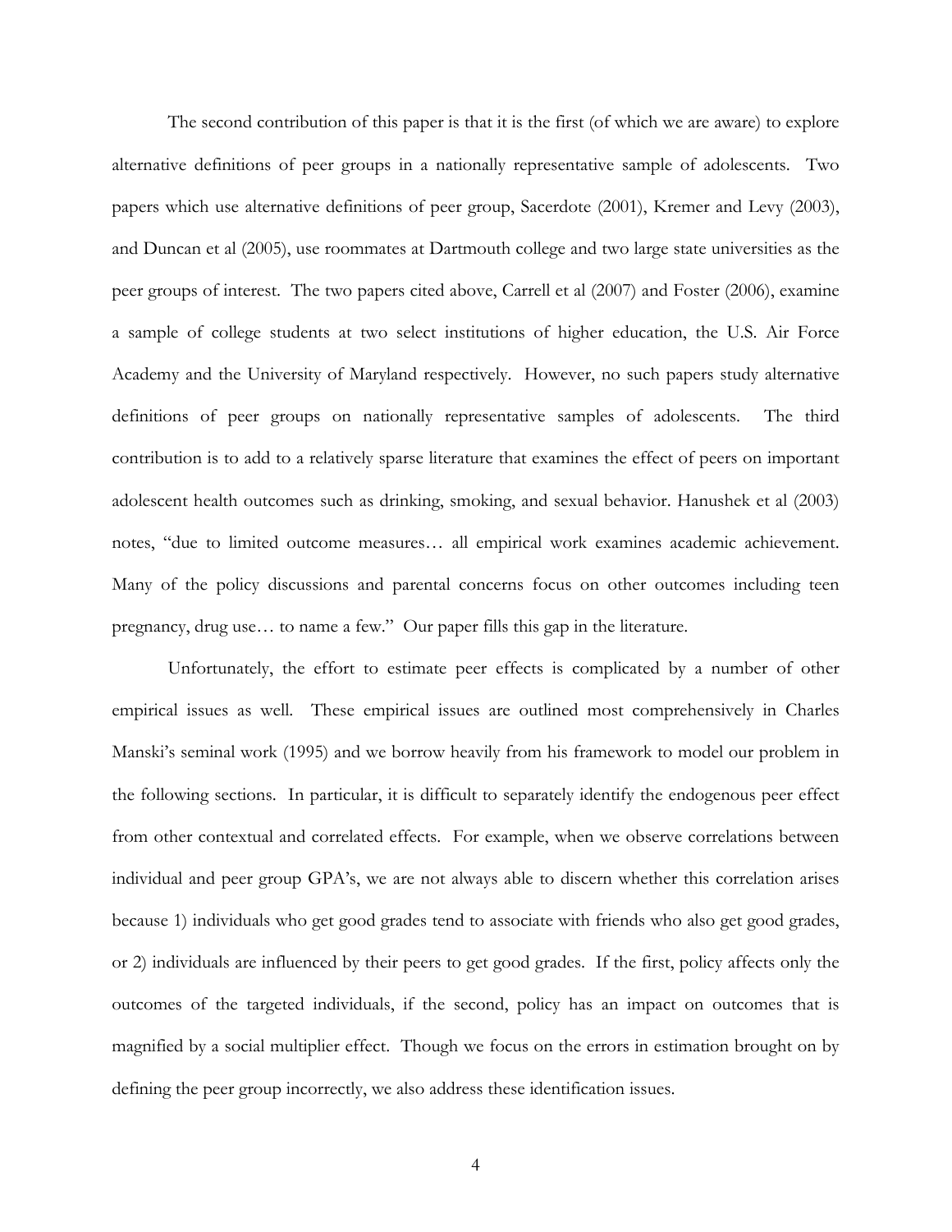The second contribution of this paper is that it is the first (of which we are aware) to explore alternative definitions of peer groups in a nationally representative sample of adolescents. Two papers which use alternative definitions of peer group, Sacerdote (2001), Kremer and Levy (2003), and Duncan et al (2005), use roommates at Dartmouth college and two large state universities as the peer groups of interest. The two papers cited above, Carrell et al (2007) and Foster (2006), examine a sample of college students at two select institutions of higher education, the U.S. Air Force Academy and the University of Maryland respectively. However, no such papers study alternative definitions of peer groups on nationally representative samples of adolescents. The third contribution is to add to a relatively sparse literature that examines the effect of peers on important adolescent health outcomes such as drinking, smoking, and sexual behavior. Hanushek et al (2003) notes, "due to limited outcome measures… all empirical work examines academic achievement. Many of the policy discussions and parental concerns focus on other outcomes including teen pregnancy, drug use… to name a few." Our paper fills this gap in the literature.

Unfortunately, the effort to estimate peer effects is complicated by a number of other empirical issues as well. These empirical issues are outlined most comprehensively in Charles Manski's seminal work (1995) and we borrow heavily from his framework to model our problem in the following sections. In particular, it is difficult to separately identify the endogenous peer effect from other contextual and correlated effects. For example, when we observe correlations between individual and peer group GPA's, we are not always able to discern whether this correlation arises because 1) individuals who get good grades tend to associate with friends who also get good grades, or 2) individuals are influenced by their peers to get good grades. If the first, policy affects only the outcomes of the targeted individuals, if the second, policy has an impact on outcomes that is magnified by a social multiplier effect. Though we focus on the errors in estimation brought on by defining the peer group incorrectly, we also address these identification issues.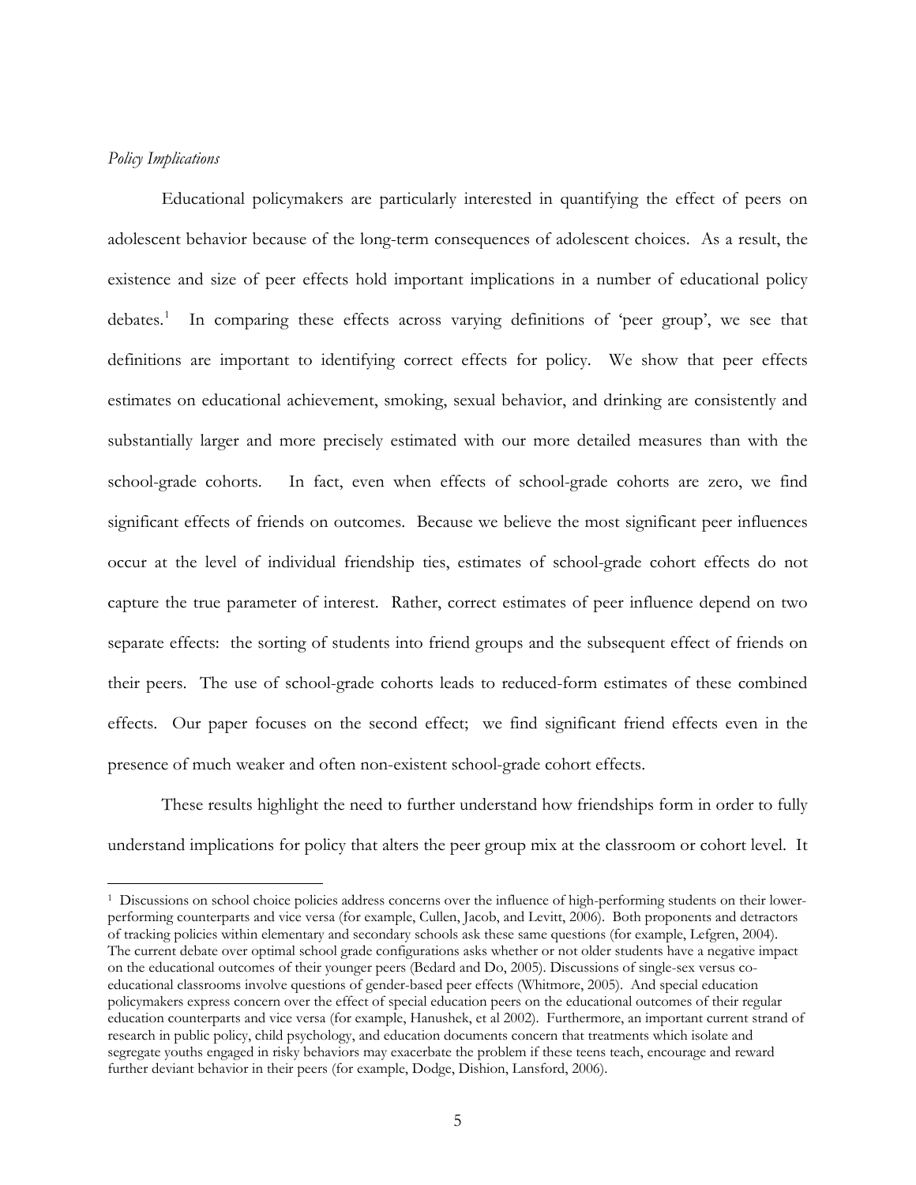*Policy Implications*

Educational policymakers are particularly interested in quantifying the effect of peers on adolescent behavior because of the long-term consequences of adolescent choices. As a result, the existence and size of peer effects hold important implications in a number of educational policy debates.[1] In comparing these effects across varying definitions of 'peer group', we see that definitions are important to identifying correct effects for policy. We show that peer effects estimates on educational achievement, smoking, sexual behavior, and drinking are consistently and substantially larger and more precisely estimated with our more detailed measures than with the school-grade cohorts. In fact, even when effects of school-grade cohorts are zero, we find significant effects of friends on outcomes. Because we believe the most significant peer influences occur at the level of individual friendship ties, estimates of school-grade cohort effects do not capture the true parameter of interest. Rather, correct estimates of peer influence depend on two separate effects: the sorting of students into friend groups and the subsequent effect of friends on their peers. The use of school-grade cohorts leads to reduced-form estimates of these combined effects. Our paper focuses on the second effect; we find significant friend effects even in the presence of much weaker and often non-existent school-grade cohort effects.

These results highlight the need to further understand how friendships form in order to fully understand implications for policy that alters the peer group mix at the classroom or cohort level. It

[1] Discussions on school choice policies address concerns over the influence of high-performing students on their lower-performing counterparts and vice versa (for example, Cullen, Jacob, and Levitt, 2006). Both proponents and detractors of tracking policies within elementary and secondary schools ask these same questions (for example, Lefgren, 2004). The current debate over optimal school grade configurations asks whether or not older students have a negative impact on the educational outcomes of their younger peers (Bedard and Do, 2005). Discussions of single-sex versus co-educational classrooms involve questions of gender-based peer effects (Whitmore, 2005). And special education policymakers express concern over the effect of special education peers on the educational outcomes of their regular education counterparts and vice versa (for example, Hanushek, et al 2002). Furthermore, an important current strand of research in public policy, child psychology, and education documents concern that treatments which isolate and segregate youths engaged in risky behaviors may exacerbate the problem if these teens teach, encourage and reward further deviant behavior in their peers (for example, Dodge, Dishion, Lansford, 2006).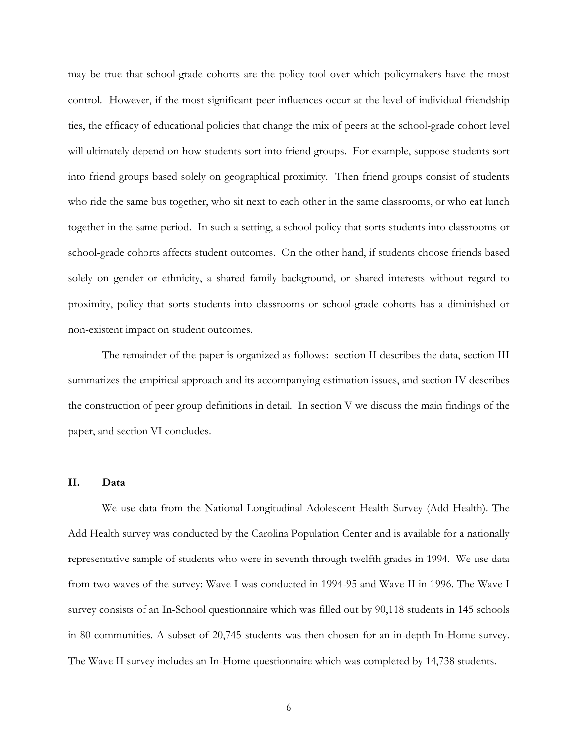may be true that school-grade cohorts are the policy tool over which policymakers have the most control. However, if the most significant peer influences occur at the level of individual friendship ties, the efficacy of educational policies that change the mix of peers at the school-grade cohort level will ultimately depend on how students sort into friend groups. For example, suppose students sort into friend groups based solely on geographical proximity. Then friend groups consist of students who ride the same bus together, who sit next to each other in the same classrooms, or who eat lunch together in the same period. In such a setting, a school policy that sorts students into classrooms or school-grade cohorts affects student outcomes. On the other hand, if students choose friends based solely on gender or ethnicity, a shared family background, or shared interests without regard to proximity, policy that sorts students into classrooms or school-grade cohorts has a diminished or non-existent impact on student outcomes.

The remainder of the paper is organized as follows: section II describes the data, section III summarizes the empirical approach and its accompanying estimation issues, and section IV describes the construction of peer group definitions in detail. In section V we discuss the main findings of the paper, and section VI concludes.

## II. Data

We use data from the National Longitudinal Adolescent Health Survey (Add Health). The Add Health survey was conducted by the Carolina Population Center and is available for a nationally representative sample of students who were in seventh through twelfth grades in 1994. We use data from two waves of the survey: Wave I was conducted in 1994-95 and Wave II in 1996. The Wave I survey consists of an In-School questionnaire which was filled out by 90,118 students in 145 schools in 80 communities. A subset of 20,745 students was then chosen for an in-depth In-Home survey. The Wave II survey includes an In-Home questionnaire which was completed by 14,738 students.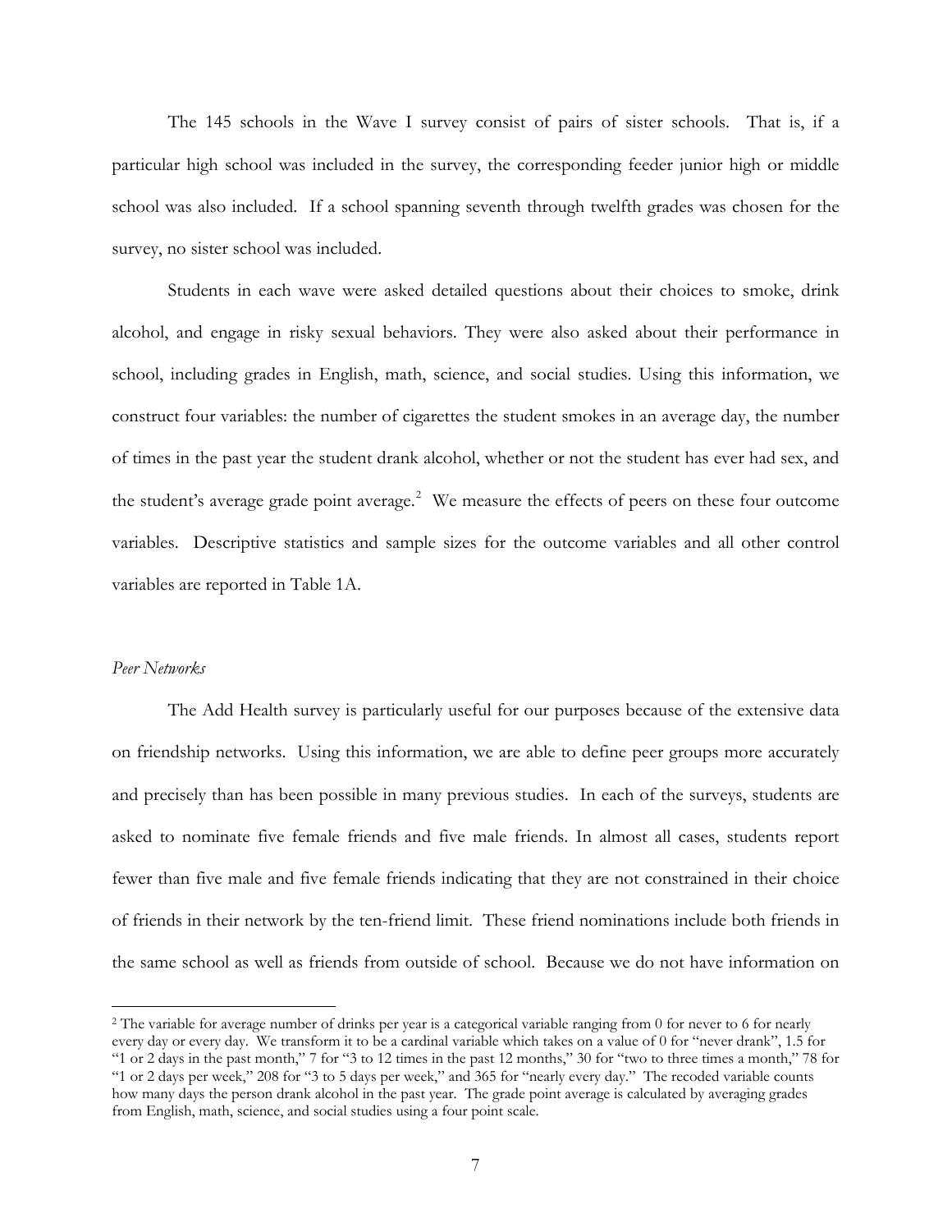The 145 schools in the Wave I survey consist of pairs of sister schools. That is, if a particular high school was included in the survey, the corresponding feeder junior high or middle school was also included. If a school spanning seventh through twelfth grades was chosen for the survey, no sister school was included.

Students in each wave were asked detailed questions about their choices to smoke, drink alcohol, and engage in risky sexual behaviors. They were also asked about their performance in school, including grades in English, math, science, and social studies. Using this information, we construct four variables: the number of cigarettes the student smokes in an average day, the number of times in the past year the student drank alcohol, whether or not the student has ever had sex, and the student's average grade point average.[2] We measure the effects of peers on these four outcome variables. Descriptive statistics and sample sizes for the outcome variables and all other control variables are reported in Table 1A.

*Peer Networks*

The Add Health survey is particularly useful for our purposes because of the extensive data on friendship networks. Using this information, we are able to define peer groups more accurately and precisely than has been possible in many previous studies. In each of the surveys, students are asked to nominate five female friends and five male friends. In almost all cases, students report fewer than five male and five female friends indicating that they are not constrained in their choice of friends in their network by the ten-friend limit. These friend nominations include both friends in the same school as well as friends from outside of school. Because we do not have information on

---

[2] The variable for average number of drinks per year is a categorical variable ranging from 0 for never to 6 for nearly every day or every day. We transform it to be a cardinal variable which takes on a value of 0 for "never drank", 1.5 for "1 or 2 days in the past month," 7 for "3 to 12 times in the past 12 months," 30 for "two to three times a month," 78 for "1 or 2 days per week," 208 for "3 to 5 days per week," and 365 for "nearly every day." The recoded variable counts how many days the person drank alcohol in the past year. The grade point average is calculated by averaging grades from English, math, science, and social studies using a four point scale.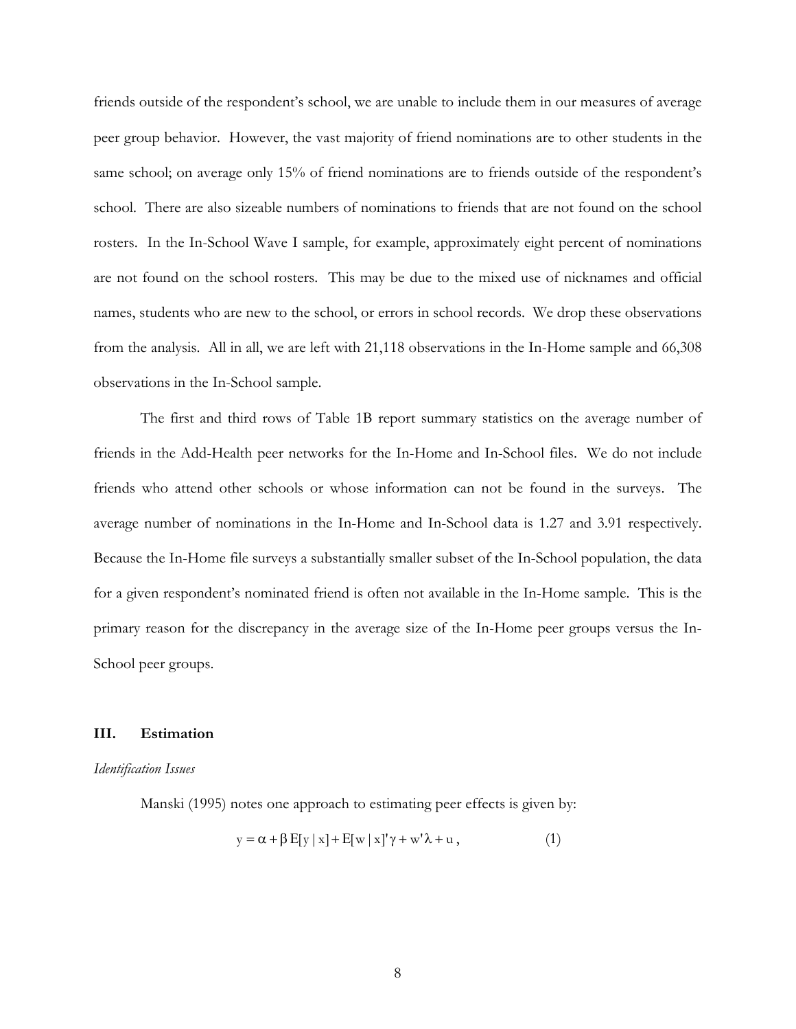friends outside of the respondent's school, we are unable to include them in our measures of average peer group behavior. However, the vast majority of friend nominations are to other students in the same school; on average only 15% of friend nominations are to friends outside of the respondent's school. There are also sizeable numbers of nominations to friends that are not found on the school rosters. In the In-School Wave I sample, for example, approximately eight percent of nominations are not found on the school rosters. This may be due to the mixed use of nicknames and official names, students who are new to the school, or errors in school records. We drop these observations from the analysis. All in all, we are left with 21,118 observations in the In-Home sample and 66,308 observations in the In-School sample.

The first and third rows of Table 1B report summary statistics on the average number of friends in the Add-Health peer networks for the In-Home and In-School files. We do not include friends who attend other schools or whose information can not be found in the surveys. The average number of nominations in the In-Home and In-School data is 1.27 and 3.91 respectively. Because the In-Home file surveys a substantially smaller subset of the In-School population, the data for a given respondent's nominated friend is often not available in the In-Home sample. This is the primary reason for the discrepancy in the average size of the In-Home peer groups versus the In-School peer groups.

## III. Estimation

*Identification Issues*

Manski (1995) notes one approach to estimating peer effects is given by:

$$y = \alpha + \beta \, E[y \mid x] + E[w \mid x]'\gamma + w'\lambda + u \,, \qquad (1)$$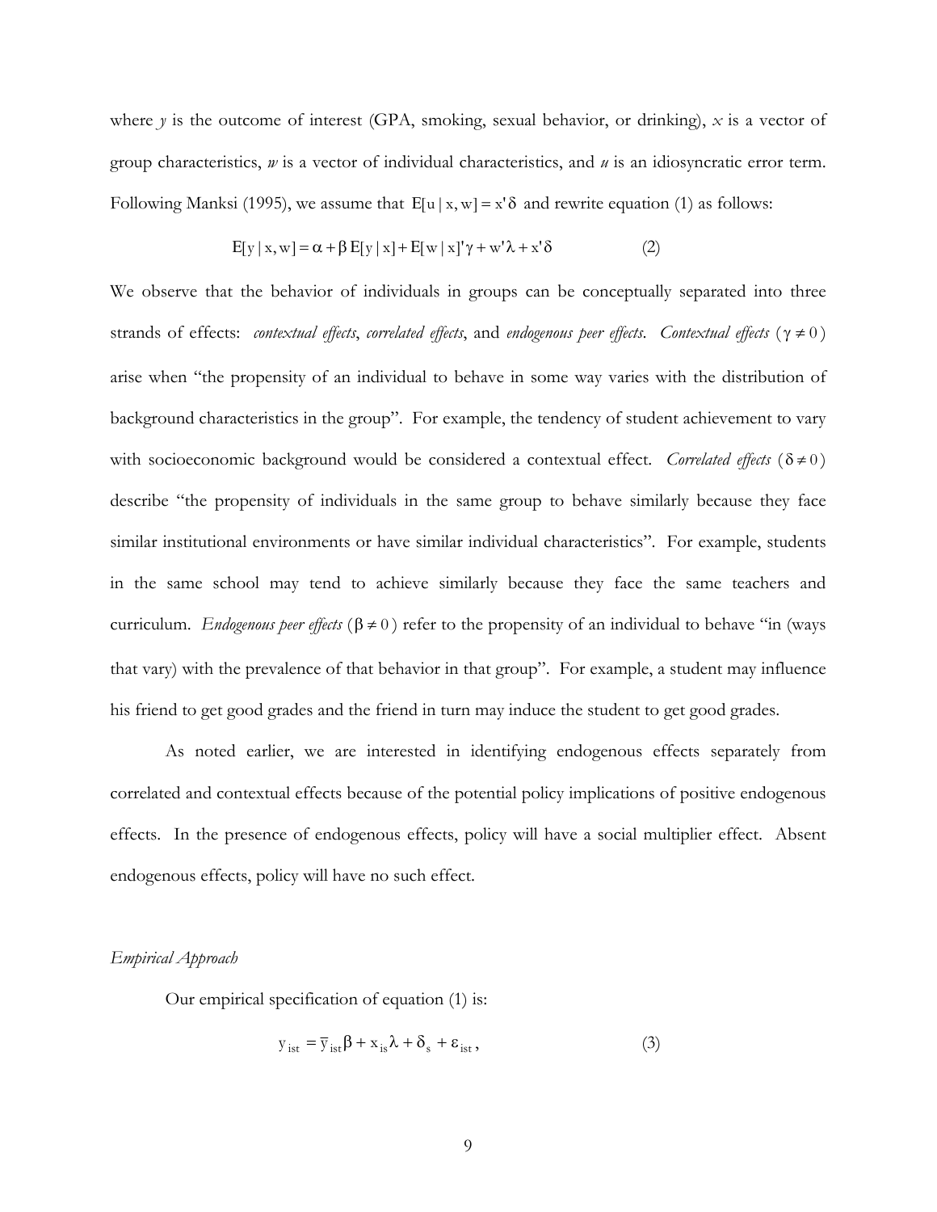where $y$ is the outcome of interest (GPA, smoking, sexual behavior, or drinking), $x$ is a vector of group characteristics, $w$ is a vector of individual characteristics, and $u$ is an idiosyncratic error term. Following Manksi (1995), we assume that $E[u \mid x, w] = x'\delta$ and rewrite equation (1) as follows:

$$E[y \mid x, w] = \alpha + \beta E[y \mid x] + E[w \mid x]'\gamma + w'\lambda + x'\delta \qquad (2)$$

We observe that the behavior of individuals in groups can be conceptually separated into three strands of effects: *contextual effects*, *correlated effects*, and *endogenous peer effects*. *Contextual effects* ($\gamma \neq 0$) arise when "the propensity of an individual to behave in some way varies with the distribution of background characteristics in the group". For example, the tendency of student achievement to vary with socioeconomic background would be considered a contextual effect. *Correlated effects* ($\delta \neq 0$) describe "the propensity of individuals in the same group to behave similarly because they face similar institutional environments or have similar individual characteristics". For example, students in the same school may tend to achieve similarly because they face the same teachers and curriculum. *Endogenous peer effects* ($\beta \neq 0$) refer to the propensity of an individual to behave "in (ways that vary) with the prevalence of that behavior in that group". For example, a student may influence his friend to get good grades and the friend in turn may induce the student to get good grades.

As noted earlier, we are interested in identifying endogenous effects separately from correlated and contextual effects because of the potential policy implications of positive endogenous effects. In the presence of endogenous effects, policy will have a social multiplier effect. Absent endogenous effects, policy will have no such effect.

*Empirical Approach*

Our empirical specification of equation (1) is:

$$y_{ist} = \overline{y}_{ist}\beta + x_{is}\lambda + \delta_s + \varepsilon_{ist}, \qquad (3)$$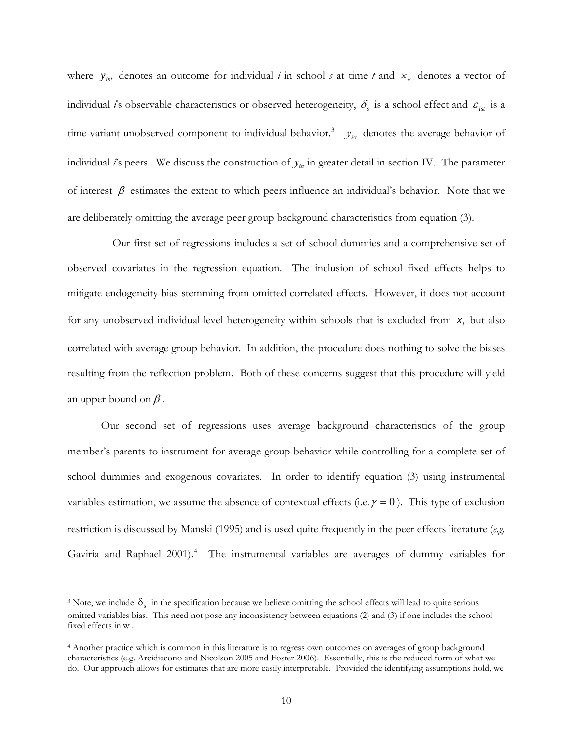where $y_{ist}$ denotes an outcome for individual *i* in school *s* at time *t* and $x_{is}$ denotes a vector of individual *i*'s observable characteristics or observed heterogeneity, $\delta_s$ is a school effect and $\varepsilon_{ist}$ is a time-variant unobserved component to individual behavior.[3] $\bar{y}_{ist}$ denotes the average behavior of individual *i*'s peers. We discuss the construction of $\bar{y}_{ist}$ in greater detail in section IV. The parameter of interest $\beta$ estimates the extent to which peers influence an individual's behavior. Note that we are deliberately omitting the average peer group background characteristics from equation (3).

Our first set of regressions includes a set of school dummies and a comprehensive set of observed covariates in the regression equation. The inclusion of school fixed effects helps to mitigate endogeneity bias stemming from omitted correlated effects. However, it does not account for any unobserved individual-level heterogeneity within schools that is excluded from $x_i$ but also correlated with average group behavior. In addition, the procedure does nothing to solve the biases resulting from the reflection problem. Both of these concerns suggest that this procedure will yield an upper bound on $\beta$.

Our second set of regressions uses average background characteristics of the group member's parents to instrument for average group behavior while controlling for a complete set of school dummies and exogenous covariates. In order to identify equation (3) using instrumental variables estimation, we assume the absence of contextual effects (i.e. $\gamma = 0$). This type of exclusion restriction is discussed by Manski (1995) and is used quite frequently in the peer effects literature (*e.g.* Gaviria and Raphael 2001).[4] The instrumental variables are averages of dummy variables for

---

[3] Note, we include $\delta_s$ in the specification because we believe omitting the school effects will lead to quite serious omitted variables bias. This need not pose any inconsistency between equations (2) and (3) if one includes the school fixed effects in w .

[4] Another practice which is common in this literature is to regress own outcomes on averages of group background characteristics (e.g. Arcidiacono and Nicolson 2005 and Foster 2006). Essentially, this is the reduced form of what we do. Our approach allows for estimates that are more easily interpretable. Provided the identifying assumptions hold, we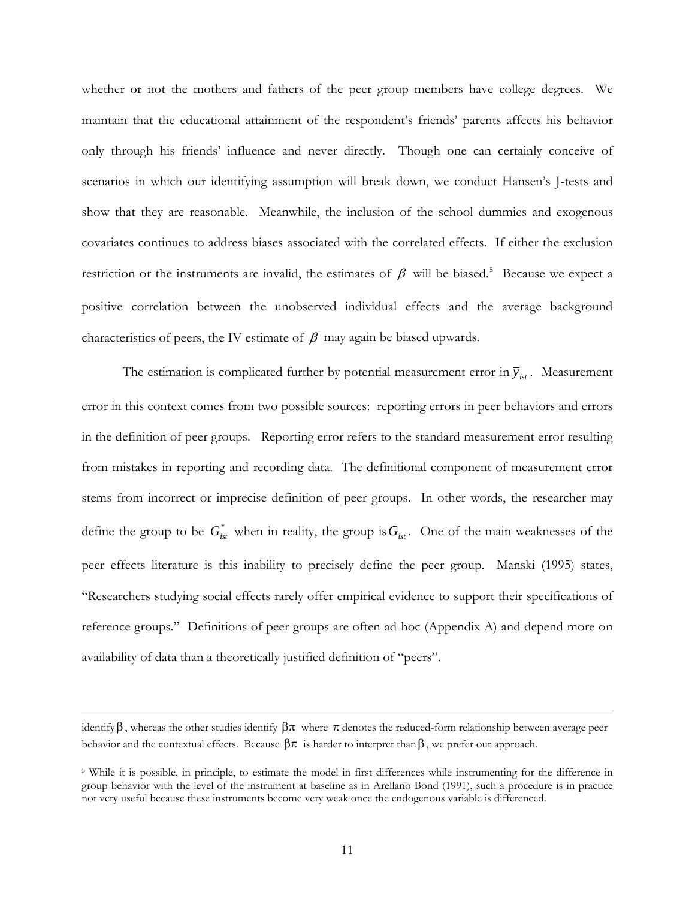whether or not the mothers and fathers of the peer group members have college degrees. We maintain that the educational attainment of the respondent's friends' parents affects his behavior only through his friends' influence and never directly. Though one can certainly conceive of scenarios in which our identifying assumption will break down, we conduct Hansen's J-tests and show that they are reasonable. Meanwhile, the inclusion of the school dummies and exogenous covariates continues to address biases associated with the correlated effects. If either the exclusion restriction or the instruments are invalid, the estimates of $\beta$ will be biased.[5] Because we expect a positive correlation between the unobserved individual effects and the average background characteristics of peers, the IV estimate of $\beta$ may again be biased upwards.

The estimation is complicated further by potential measurement error in $\bar{y}_{ist}$. Measurement error in this context comes from two possible sources: reporting errors in peer behaviors and errors in the definition of peer groups. Reporting error refers to the standard measurement error resulting from mistakes in reporting and recording data. The definitional component of measurement error stems from incorrect or imprecise definition of peer groups. In other words, the researcher may define the group to be $G^*_{ist}$ when in reality, the group is $G_{ist}$. One of the main weaknesses of the peer effects literature is this inability to precisely define the peer group. Manski (1995) states, "Researchers studying social effects rarely offer empirical evidence to support their specifications of reference groups." Definitions of peer groups are often ad-hoc (Appendix A) and depend more on availability of data than a theoretically justified definition of "peers".

---

identify $\beta$, whereas the other studies identify $\beta\pi$ where $\pi$ denotes the reduced-form relationship between average peer behavior and the contextual effects. Because $\beta\pi$ is harder to interpret than $\beta$, we prefer our approach.

[5] While it is possible, in principle, to estimate the model in first differences while instrumenting for the difference in group behavior with the level of the instrument at baseline as in Arellano Bond (1991), such a procedure is in practice not very useful because these instruments become very weak once the endogenous variable is differenced.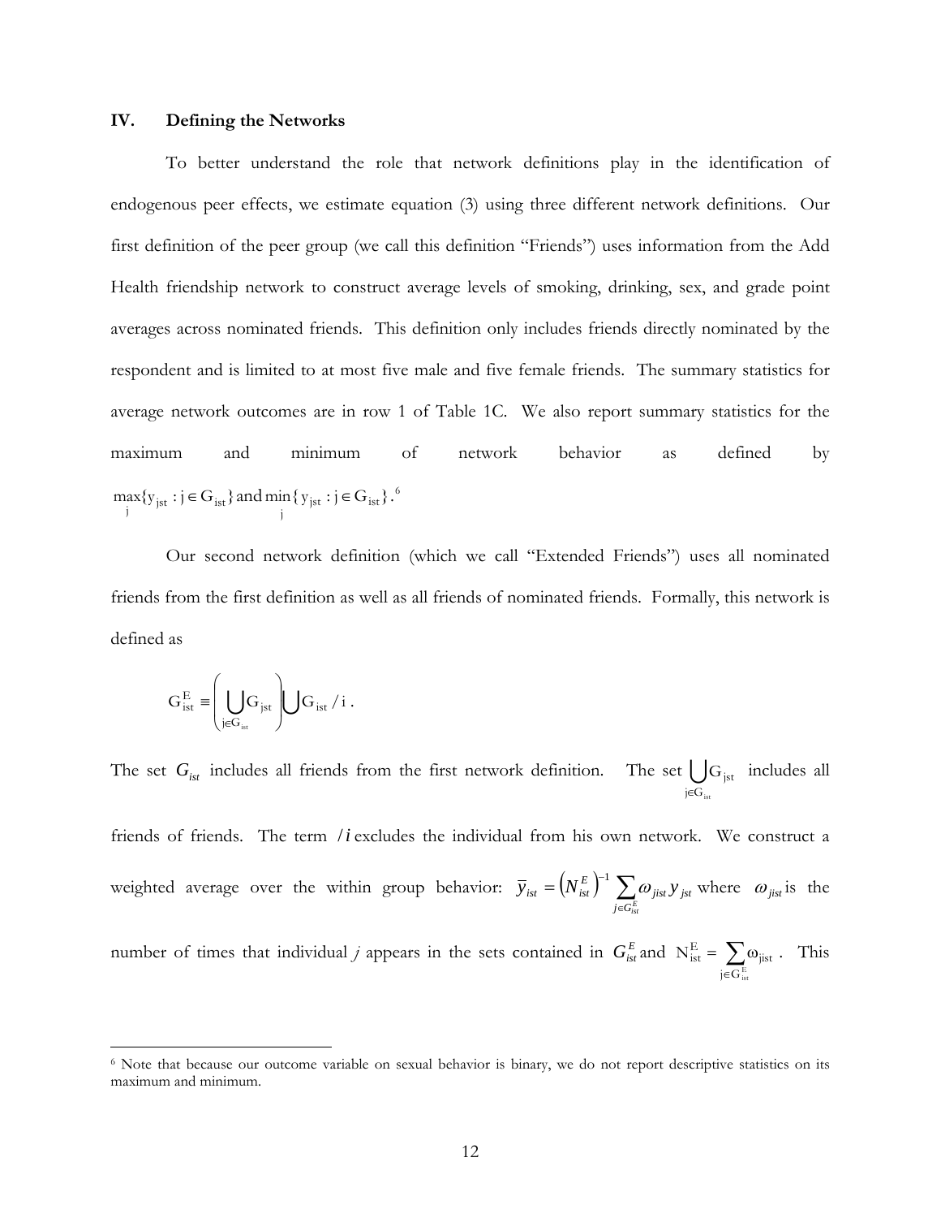## IV. Defining the Networks

To better understand the role that network definitions play in the identification of endogenous peer effects, we estimate equation (3) using three different network definitions. Our first definition of the peer group (we call this definition "Friends") uses information from the Add Health friendship network to construct average levels of smoking, drinking, sex, and grade point averages across nominated friends. This definition only includes friends directly nominated by the respondent and is limited to at most five male and five female friends. The summary statistics for average network outcomes are in row 1 of Table 1C. We also report summary statistics for the maximum and minimum of network behavior as defined by $\max_j \{y_{jst} : j \in G_{ist}\}$ and $\min_j \{y_{jst} : j \in G_{ist}\}$.[6]

Our second network definition (which we call "Extended Friends") uses all nominated friends from the first definition as well as all friends of nominated friends. Formally, this network is defined as

$$G_{ist}^{E} \equiv \left( \bigcup_{j \in G_{ist}} G_{jst} \right) \bigcup G_{ist} / i \, .$$

The set $G_{ist}$ includes all friends from the first network definition. The set $\bigcup_{j \in G_{ist}} G_{jst}$ includes all friends of friends. The term $/i$ excludes the individual from his own network. We construct a weighted average over the within group behavior: $\bar{y}_{ist} = \left(N_{ist}^{E}\right)^{-1} \sum_{j \in G_{ist}^{E}} \omega_{jist} y_{jst}$ where $\omega_{jist}$ is the number of times that individual $j$ appears in the sets contained in $G_{ist}^{E}$ and $N_{ist}^{E} = \sum_{j \in G_{ist}^{E}} \omega_{jist}$. This

[6] Note that because our outcome variable on sexual behavior is binary, we do not report descriptive statistics on its maximum and minimum.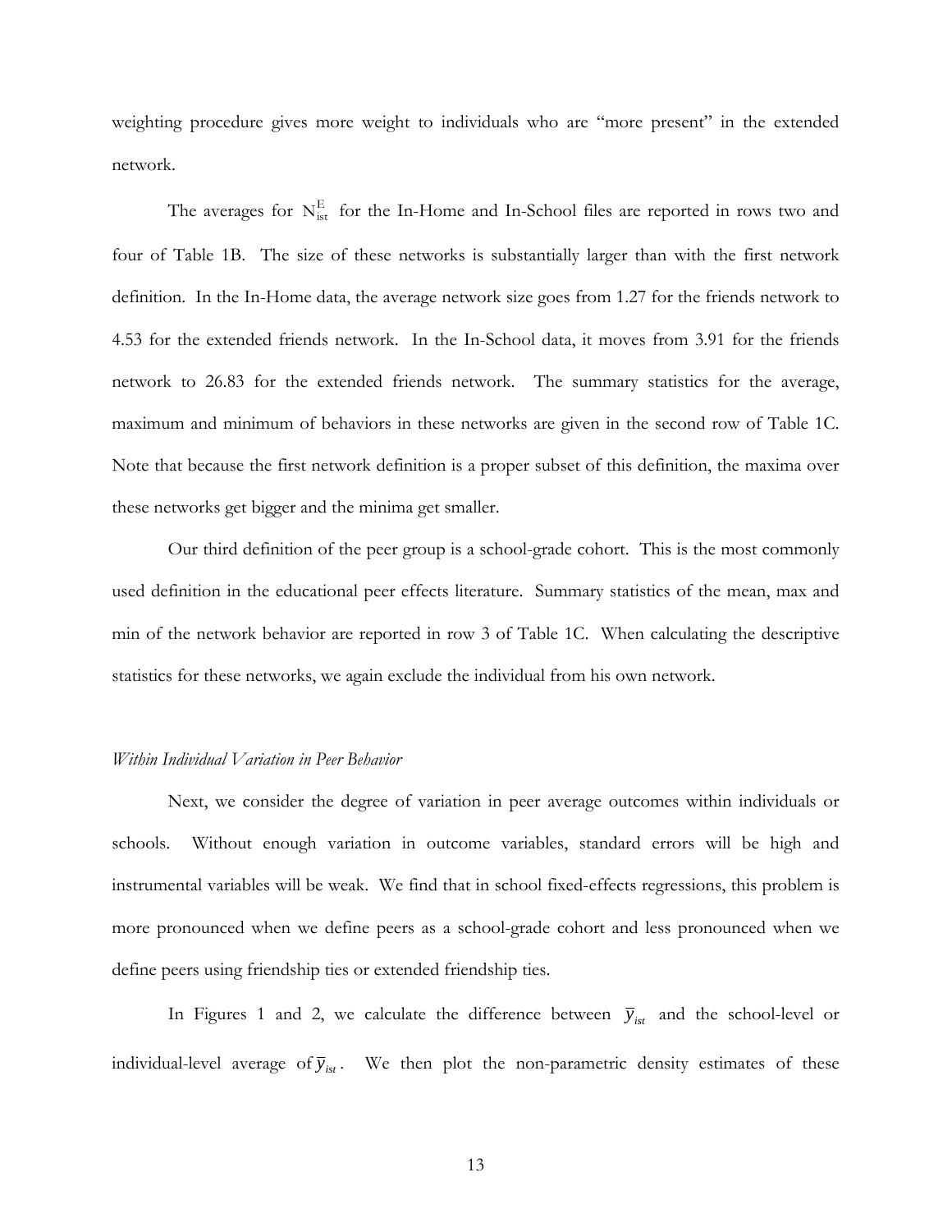weighting procedure gives more weight to individuals who are "more present" in the extended network.

The averages for $N_{ist}^{E}$ for the In-Home and In-School files are reported in rows two and four of Table 1B. The size of these networks is substantially larger than with the first network definition. In the In-Home data, the average network size goes from 1.27 for the friends network to 4.53 for the extended friends network. In the In-School data, it moves from 3.91 for the friends network to 26.83 for the extended friends network. The summary statistics for the average, maximum and minimum of behaviors in these networks are given in the second row of Table 1C. Note that because the first network definition is a proper subset of this definition, the maxima over these networks get bigger and the minima get smaller.

Our third definition of the peer group is a school-grade cohort. This is the most commonly used definition in the educational peer effects literature. Summary statistics of the mean, max and min of the network behavior are reported in row 3 of Table 1C. When calculating the descriptive statistics for these networks, we again exclude the individual from his own network.

*Within Individual Variation in Peer Behavior*

Next, we consider the degree of variation in peer average outcomes within individuals or schools. Without enough variation in outcome variables, standard errors will be high and instrumental variables will be weak. We find that in school fixed-effects regressions, this problem is more pronounced when we define peers as a school-grade cohort and less pronounced when we define peers using friendship ties or extended friendship ties.

In Figures 1 and 2, we calculate the difference between $\bar{y}_{ist}$ and the school-level or individual-level average of $\bar{y}_{ist}$. We then plot the non-parametric density estimates of these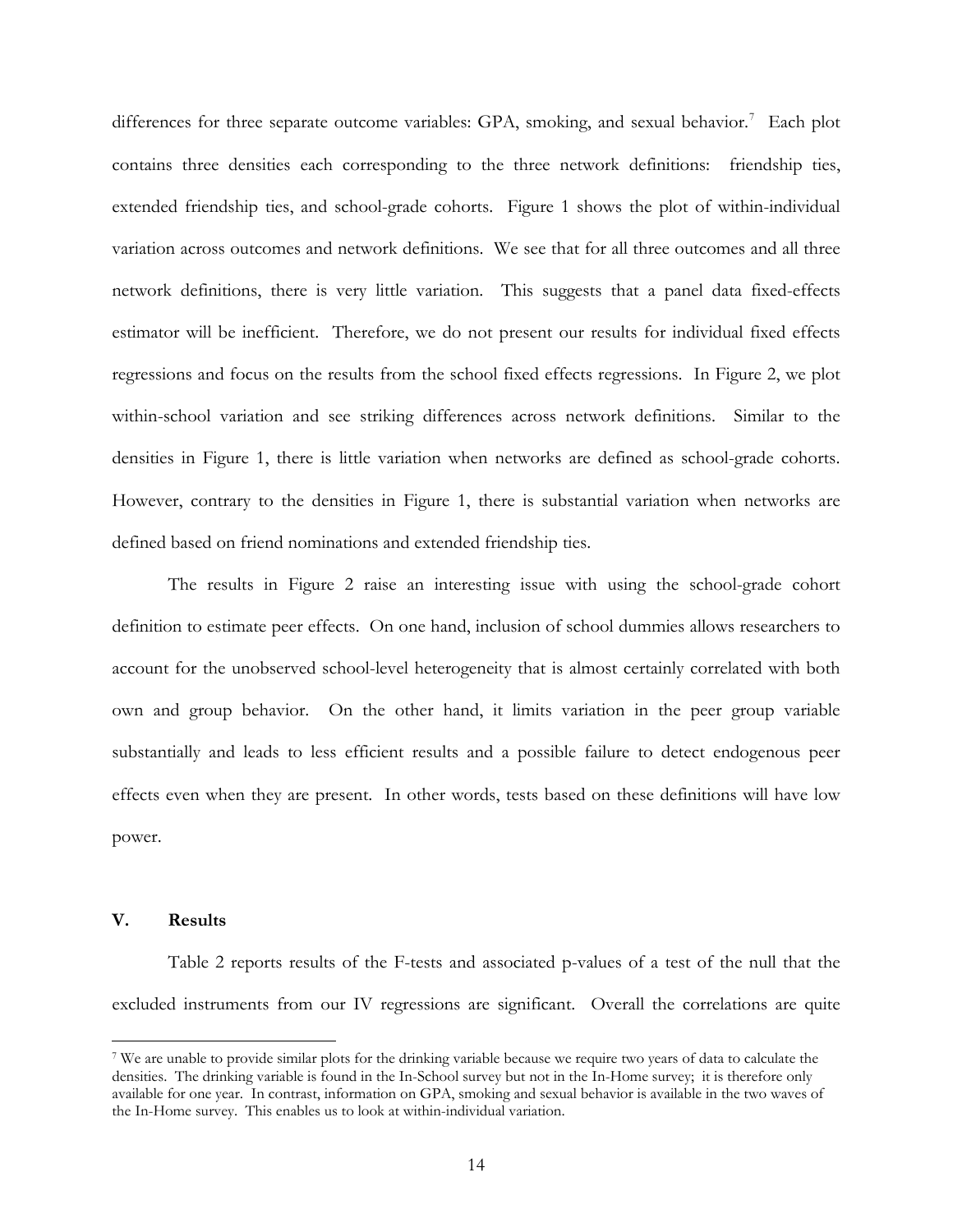differences for three separate outcome variables: GPA, smoking, and sexual behavior.[7] Each plot contains three densities each corresponding to the three network definitions: friendship ties, extended friendship ties, and school-grade cohorts. Figure 1 shows the plot of within-individual variation across outcomes and network definitions. We see that for all three outcomes and all three network definitions, there is very little variation. This suggests that a panel data fixed-effects estimator will be inefficient. Therefore, we do not present our results for individual fixed effects regressions and focus on the results from the school fixed effects regressions. In Figure 2, we plot within-school variation and see striking differences across network definitions. Similar to the densities in Figure 1, there is little variation when networks are defined as school-grade cohorts. However, contrary to the densities in Figure 1, there is substantial variation when networks are defined based on friend nominations and extended friendship ties.

The results in Figure 2 raise an interesting issue with using the school-grade cohort definition to estimate peer effects. On one hand, inclusion of school dummies allows researchers to account for the unobserved school-level heterogeneity that is almost certainly correlated with both own and group behavior. On the other hand, it limits variation in the peer group variable substantially and leads to less efficient results and a possible failure to detect endogenous peer effects even when they are present. In other words, tests based on these definitions will have low power.

## V. Results

Table 2 reports results of the F-tests and associated p-values of a test of the null that the excluded instruments from our IV regressions are significant. Overall the correlations are quite

[7] We are unable to provide similar plots for the drinking variable because we require two years of data to calculate the densities. The drinking variable is found in the In-School survey but not in the In-Home survey; it is therefore only available for one year. In contrast, information on GPA, smoking and sexual behavior is available in the two waves of the In-Home survey. This enables us to look at within-individual variation.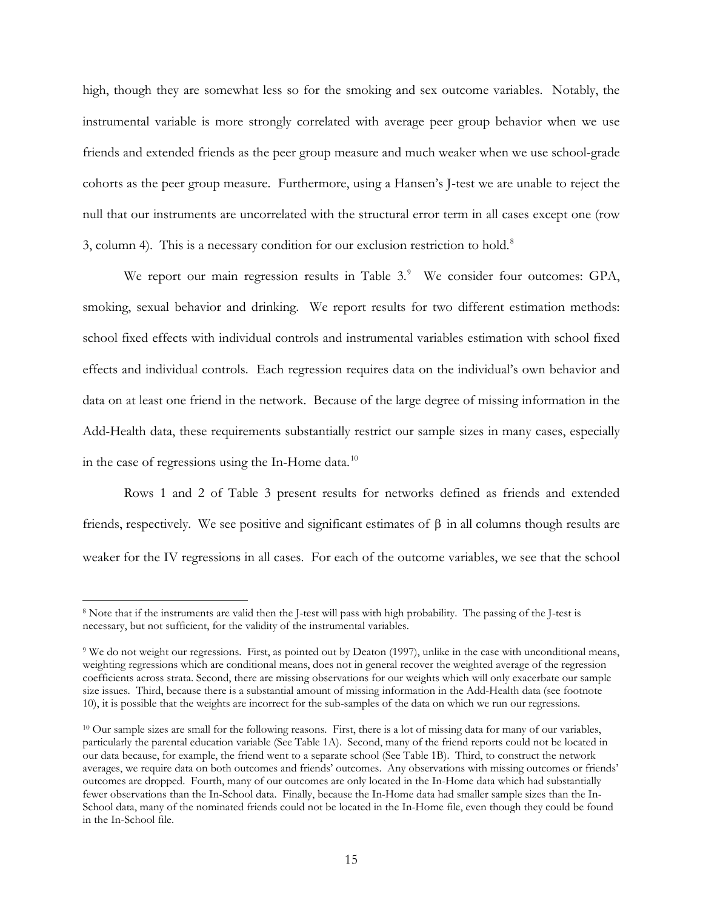high, though they are somewhat less so for the smoking and sex outcome variables. Notably, the instrumental variable is more strongly correlated with average peer group behavior when we use friends and extended friends as the peer group measure and much weaker when we use school-grade cohorts as the peer group measure. Furthermore, using a Hansen's J-test we are unable to reject the null that our instruments are uncorrelated with the structural error term in all cases except one (row 3, column 4). This is a necessary condition for our exclusion restriction to hold.[8]

We report our main regression results in Table 3.[9] We consider four outcomes: GPA, smoking, sexual behavior and drinking. We report results for two different estimation methods: school fixed effects with individual controls and instrumental variables estimation with school fixed effects and individual controls. Each regression requires data on the individual's own behavior and data on at least one friend in the network. Because of the large degree of missing information in the Add-Health data, these requirements substantially restrict our sample sizes in many cases, especially in the case of regressions using the In-Home data.[10]

Rows 1 and 2 of Table 3 present results for networks defined as friends and extended friends, respectively. We see positive and significant estimates of $\beta$ in all columns though results are weaker for the IV regressions in all cases. For each of the outcome variables, we see that the school

---

[8] Note that if the instruments are valid then the J-test will pass with high probability. The passing of the J-test is necessary, but not sufficient, for the validity of the instrumental variables.

[9] We do not weight our regressions. First, as pointed out by Deaton (1997), unlike in the case with unconditional means, weighting regressions which are conditional means, does not in general recover the weighted average of the regression coefficients across strata. Second, there are missing observations for our weights which will only exacerbate our sample size issues. Third, because there is a substantial amount of missing information in the Add-Health data (see footnote 10), it is possible that the weights are incorrect for the sub-samples of the data on which we run our regressions.

[10] Our sample sizes are small for the following reasons. First, there is a lot of missing data for many of our variables, particularly the parental education variable (See Table 1A). Second, many of the friend reports could not be located in our data because, for example, the friend went to a separate school (See Table 1B). Third, to construct the network averages, we require data on both outcomes and friends' outcomes. Any observations with missing outcomes or friends' outcomes are dropped. Fourth, many of our outcomes are only located in the In-Home data which had substantially fewer observations than the In-School data. Finally, because the In-Home data had smaller sample sizes than the In-School data, many of the nominated friends could not be located in the In-Home file, even though they could be found in the In-School file.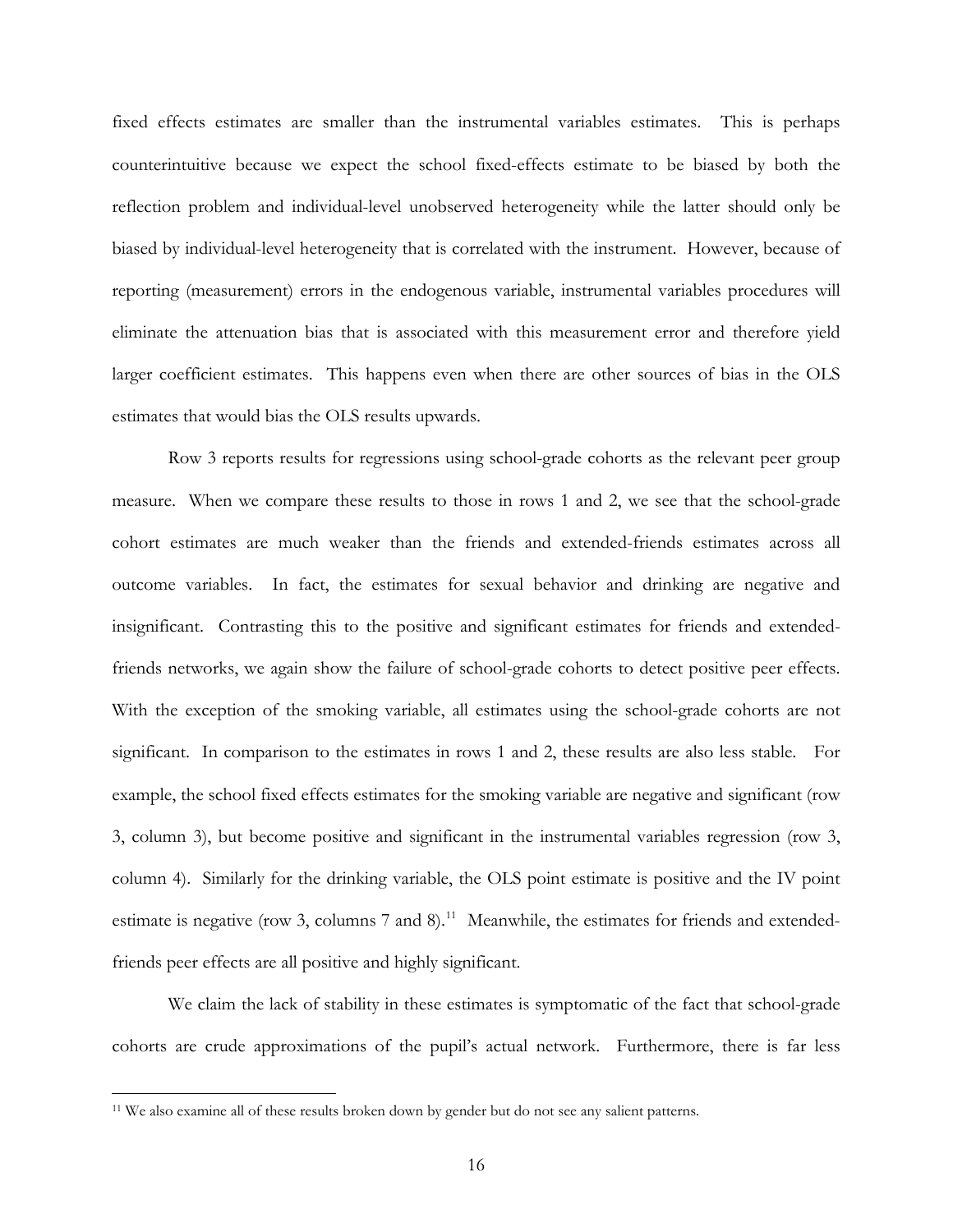fixed effects estimates are smaller than the instrumental variables estimates. This is perhaps counterintuitive because we expect the school fixed-effects estimate to be biased by both the reflection problem and individual-level unobserved heterogeneity while the latter should only be biased by individual-level heterogeneity that is correlated with the instrument. However, because of reporting (measurement) errors in the endogenous variable, instrumental variables procedures will eliminate the attenuation bias that is associated with this measurement error and therefore yield larger coefficient estimates. This happens even when there are other sources of bias in the OLS estimates that would bias the OLS results upwards.

Row 3 reports results for regressions using school-grade cohorts as the relevant peer group measure. When we compare these results to those in rows 1 and 2, we see that the school-grade cohort estimates are much weaker than the friends and extended-friends estimates across all outcome variables. In fact, the estimates for sexual behavior and drinking are negative and insignificant. Contrasting this to the positive and significant estimates for friends and extended-friends networks, we again show the failure of school-grade cohorts to detect positive peer effects. With the exception of the smoking variable, all estimates using the school-grade cohorts are not significant. In comparison to the estimates in rows 1 and 2, these results are also less stable. For example, the school fixed effects estimates for the smoking variable are negative and significant (row 3, column 3), but become positive and significant in the instrumental variables regression (row 3, column 4). Similarly for the drinking variable, the OLS point estimate is positive and the IV point estimate is negative (row 3, columns 7 and 8).[11] Meanwhile, the estimates for friends and extended-friends peer effects are all positive and highly significant.

We claim the lack of stability in these estimates is symptomatic of the fact that school-grade cohorts are crude approximations of the pupil's actual network. Furthermore, there is far less

[11] We also examine all of these results broken down by gender but do not see any salient patterns.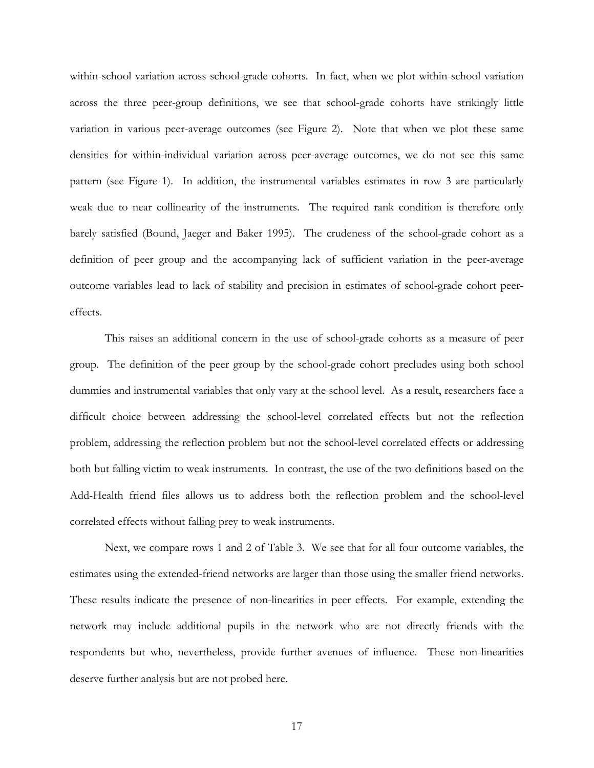within-school variation across school-grade cohorts. In fact, when we plot within-school variation across the three peer-group definitions, we see that school-grade cohorts have strikingly little variation in various peer-average outcomes (see Figure 2). Note that when we plot these same densities for within-individual variation across peer-average outcomes, we do not see this same pattern (see Figure 1). In addition, the instrumental variables estimates in row 3 are particularly weak due to near collinearity of the instruments. The required rank condition is therefore only barely satisfied (Bound, Jaeger and Baker 1995). The crudeness of the school-grade cohort as a definition of peer group and the accompanying lack of sufficient variation in the peer-average outcome variables lead to lack of stability and precision in estimates of school-grade cohort peer-effects.

This raises an additional concern in the use of school-grade cohorts as a measure of peer group. The definition of the peer group by the school-grade cohort precludes using both school dummies and instrumental variables that only vary at the school level. As a result, researchers face a difficult choice between addressing the school-level correlated effects but not the reflection problem, addressing the reflection problem but not the school-level correlated effects or addressing both but falling victim to weak instruments. In contrast, the use of the two definitions based on the Add-Health friend files allows us to address both the reflection problem and the school-level correlated effects without falling prey to weak instruments.

Next, we compare rows 1 and 2 of Table 3. We see that for all four outcome variables, the estimates using the extended-friend networks are larger than those using the smaller friend networks. These results indicate the presence of non-linearities in peer effects. For example, extending the network may include additional pupils in the network who are not directly friends with the respondents but who, nevertheless, provide further avenues of influence. These non-linearities deserve further analysis but are not probed here.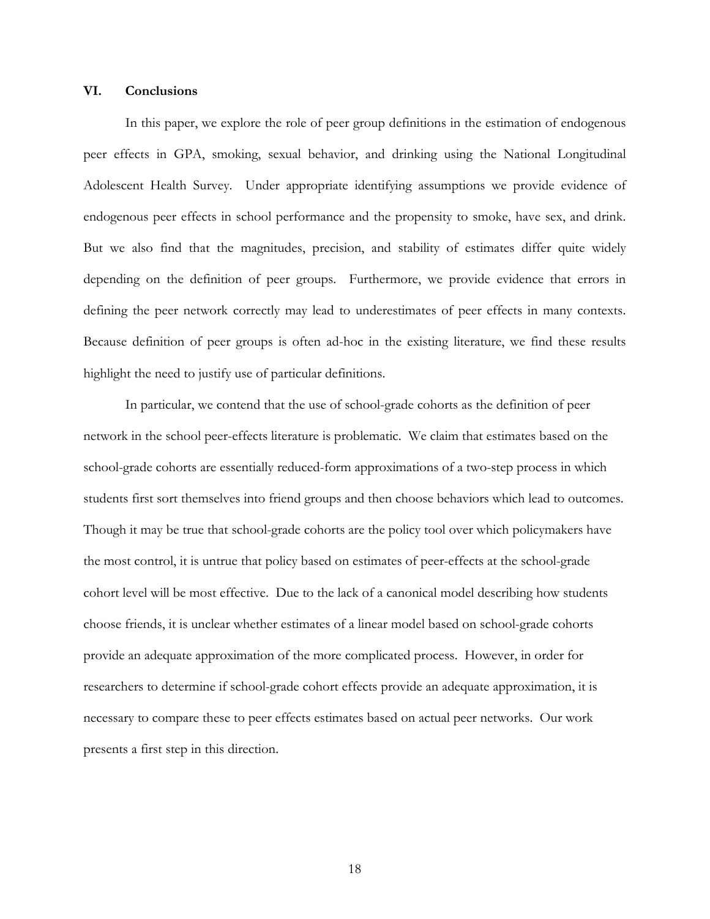## VI. Conclusions

In this paper, we explore the role of peer group definitions in the estimation of endogenous peer effects in GPA, smoking, sexual behavior, and drinking using the National Longitudinal Adolescent Health Survey. Under appropriate identifying assumptions we provide evidence of endogenous peer effects in school performance and the propensity to smoke, have sex, and drink. But we also find that the magnitudes, precision, and stability of estimates differ quite widely depending on the definition of peer groups. Furthermore, we provide evidence that errors in defining the peer network correctly may lead to underestimates of peer effects in many contexts. Because definition of peer groups is often ad-hoc in the existing literature, we find these results highlight the need to justify use of particular definitions.

In particular, we contend that the use of school-grade cohorts as the definition of peer network in the school peer-effects literature is problematic. We claim that estimates based on the school-grade cohorts are essentially reduced-form approximations of a two-step process in which students first sort themselves into friend groups and then choose behaviors which lead to outcomes. Though it may be true that school-grade cohorts are the policy tool over which policymakers have the most control, it is untrue that policy based on estimates of peer-effects at the school-grade cohort level will be most effective. Due to the lack of a canonical model describing how students choose friends, it is unclear whether estimates of a linear model based on school-grade cohorts provide an adequate approximation of the more complicated process. However, in order for researchers to determine if school-grade cohort effects provide an adequate approximation, it is necessary to compare these to peer effects estimates based on actual peer networks. Our work presents a first step in this direction.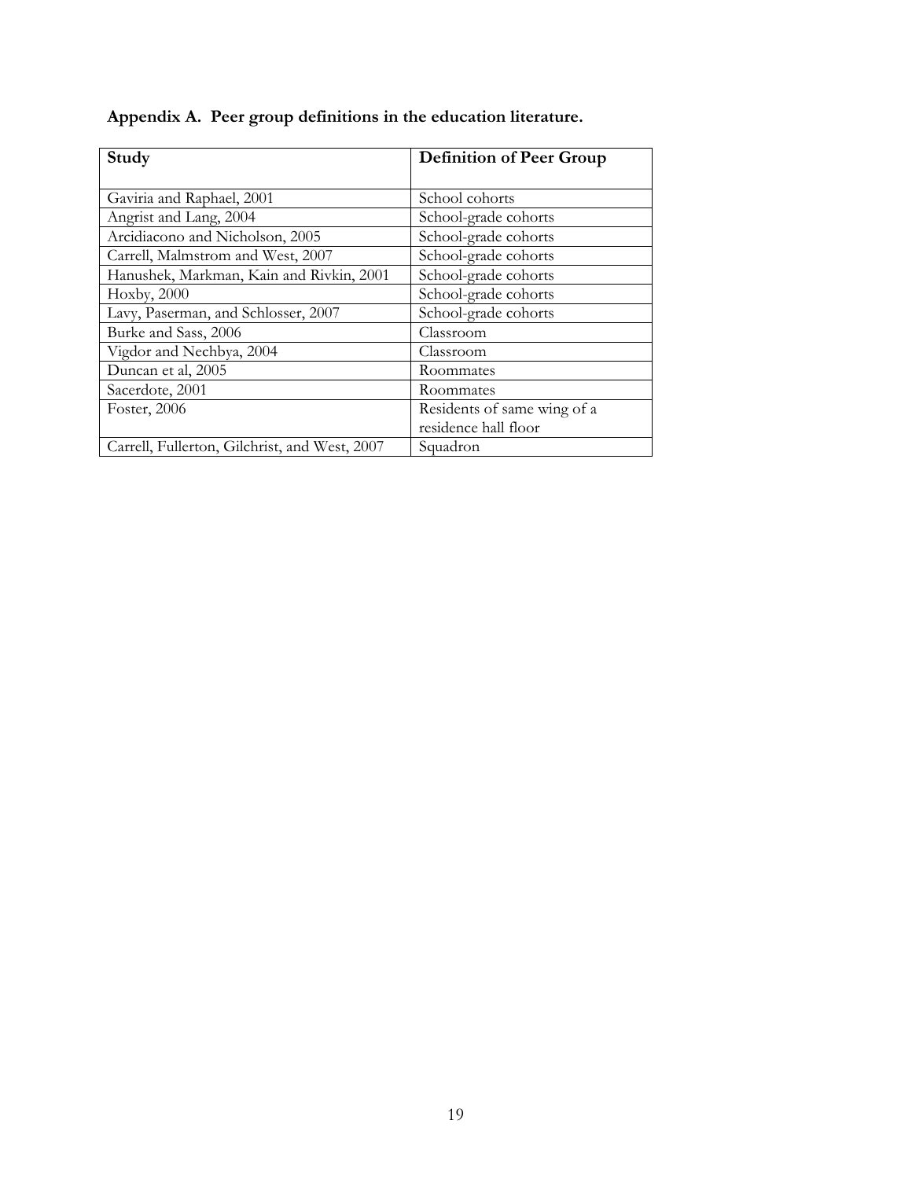**Appendix A. Peer group definitions in the education literature.**

| Study | Definition of Peer Group |
|---|---|
| Gaviria and Raphael, 2001 | School cohorts |
| Angrist and Lang, 2004 | School-grade cohorts |
| Arcidiacono and Nicholson, 2005 | School-grade cohorts |
| Carrell, Malmstrom and West, 2007 | School-grade cohorts |
| Hanushek, Markman, Kain and Rivkin, 2001 | School-grade cohorts |
| Hoxby, 2000 | School-grade cohorts |
| Lavy, Paserman, and Schlosser, 2007 | School-grade cohorts |
| Burke and Sass, 2006 | Classroom |
| Vigdor and Nechbya, 2004 | Classroom |
| Duncan et al, 2005 | Roommates |
| Sacerdote, 2001 | Roommates |
| Foster, 2006 | Residents of same wing of a residence hall floor |
| Carrell, Fullerton, Gilchrist, and West, 2007 | Squadron |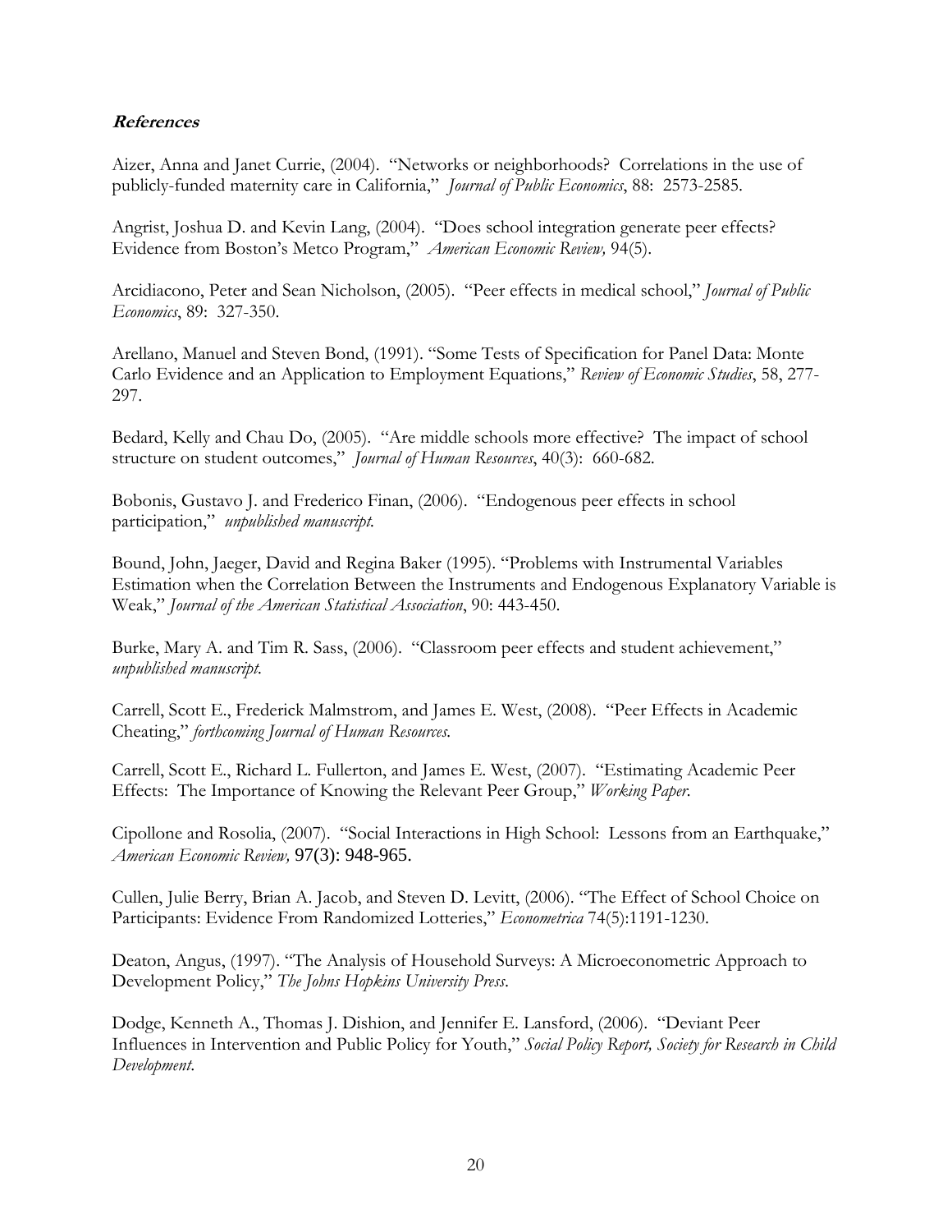***References***

Aizer, Anna and Janet Currie, (2004). "Networks or neighborhoods? Correlations in the use of publicly-funded maternity care in California," *Journal of Public Economics*, 88: 2573-2585.

Angrist, Joshua D. and Kevin Lang, (2004). "Does school integration generate peer effects? Evidence from Boston's Metco Program," *American Economic Review,* 94(5).

Arcidiacono, Peter and Sean Nicholson, (2005). "Peer effects in medical school," *Journal of Public Economics*, 89: 327-350.

Arellano, Manuel and Steven Bond, (1991). "Some Tests of Specification for Panel Data: Monte Carlo Evidence and an Application to Employment Equations," *Review of Economic Studies*, 58, 277-297.

Bedard, Kelly and Chau Do, (2005). "Are middle schools more effective? The impact of school structure on student outcomes," *Journal of Human Resources*, 40(3): 660-682.

Bobonis, Gustavo J. and Frederico Finan, (2006). "Endogenous peer effects in school participation," *unpublished manuscript.*

Bound, John, Jaeger, David and Regina Baker (1995). "Problems with Instrumental Variables Estimation when the Correlation Between the Instruments and Endogenous Explanatory Variable is Weak," *Journal of the American Statistical Association*, 90: 443-450.

Burke, Mary A. and Tim R. Sass, (2006). "Classroom peer effects and student achievement," *unpublished manuscript.*

Carrell, Scott E., Frederick Malmstrom, and James E. West, (2008). "Peer Effects in Academic Cheating," *forthcoming Journal of Human Resources.*

Carrell, Scott E., Richard L. Fullerton, and James E. West, (2007). "Estimating Academic Peer Effects: The Importance of Knowing the Relevant Peer Group," *Working Paper.*

Cipollone and Rosolia, (2007). "Social Interactions in High School: Lessons from an Earthquake," *American Economic Review,* 97(3): 948-965.

Cullen, Julie Berry, Brian A. Jacob, and Steven D. Levitt, (2006). "The Effect of School Choice on Participants: Evidence From Randomized Lotteries," *Econometrica* 74(5):1191-1230.

Deaton, Angus, (1997). "The Analysis of Household Surveys: A Microeconometric Approach to Development Policy," *The Johns Hopkins University Press.*

Dodge, Kenneth A., Thomas J. Dishion, and Jennifer E. Lansford, (2006). "Deviant Peer Influences in Intervention and Public Policy for Youth," *Social Policy Report, Society for Research in Child Development.*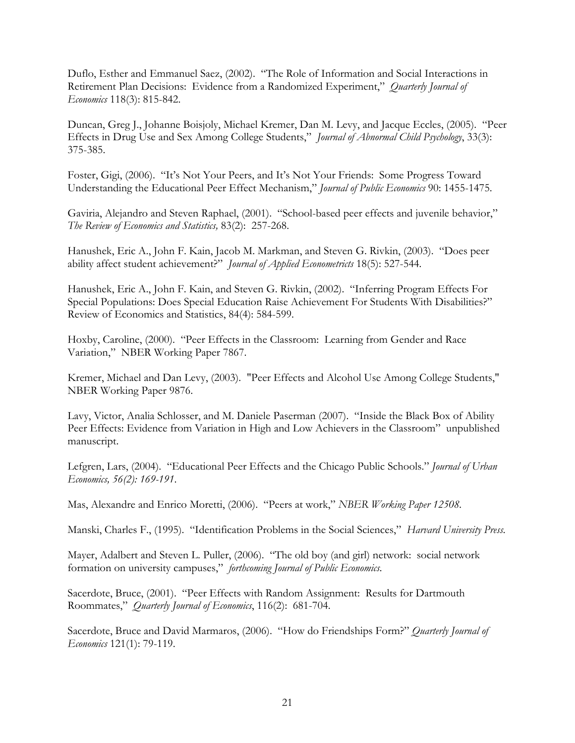Duflo, Esther and Emmanuel Saez, (2002). "The Role of Information and Social Interactions in Retirement Plan Decisions: Evidence from a Randomized Experiment," *Quarterly Journal of Economics* 118(3): 815-842.

Duncan, Greg J., Johanne Boisjoly, Michael Kremer, Dan M. Levy, and Jacque Eccles, (2005). "Peer Effects in Drug Use and Sex Among College Students," *Journal of Abnormal Child Psychology*, 33(3): 375-385.

Foster, Gigi, (2006). "It's Not Your Peers, and It's Not Your Friends: Some Progress Toward Understanding the Educational Peer Effect Mechanism," *Journal of Public Economics* 90: 1455-1475.

Gaviria, Alejandro and Steven Raphael, (2001). "School-based peer effects and juvenile behavior," *The Review of Economics and Statistics,* 83(2): 257-268.

Hanushek, Eric A., John F. Kain, Jacob M. Markman, and Steven G. Rivkin, (2003). "Does peer ability affect student achievement?" *Journal of Applied Econometrics* 18(5): 527-544.

Hanushek, Eric A., John F. Kain, and Steven G. Rivkin, (2002). "Inferring Program Effects For Special Populations: Does Special Education Raise Achievement For Students With Disabilities?" Review of Economics and Statistics, 84(4): 584-599.

Hoxby, Caroline, (2000). "Peer Effects in the Classroom: Learning from Gender and Race Variation," NBER Working Paper 7867.

Kremer, Michael and Dan Levy, (2003). "Peer Effects and Alcohol Use Among College Students," NBER Working Paper 9876.

Lavy, Victor, Analia Schlosser, and M. Daniele Paserman (2007). "Inside the Black Box of Ability Peer Effects: Evidence from Variation in High and Low Achievers in the Classroom" unpublished manuscript.

Lefgren, Lars, (2004). "Educational Peer Effects and the Chicago Public Schools." *Journal of Urban Economics, 56(2): 169-191.*

Mas, Alexandre and Enrico Moretti, (2006). "Peers at work," *NBER Working Paper 12508.*

Manski, Charles F., (1995). "Identification Problems in the Social Sciences," *Harvard University Press.*

Mayer, Adalbert and Steven L. Puller, (2006). "The old boy (and girl) network: social network formation on university campuses," *forthcoming Journal of Public Economics.*

Sacerdote, Bruce, (2001). "Peer Effects with Random Assignment: Results for Dartmouth Roommates," *Quarterly Journal of Economics*, 116(2): 681-704.

Sacerdote, Bruce and David Marmaros, (2006). "How do Friendships Form?" *Quarterly Journal of Economics* 121(1): 79-119.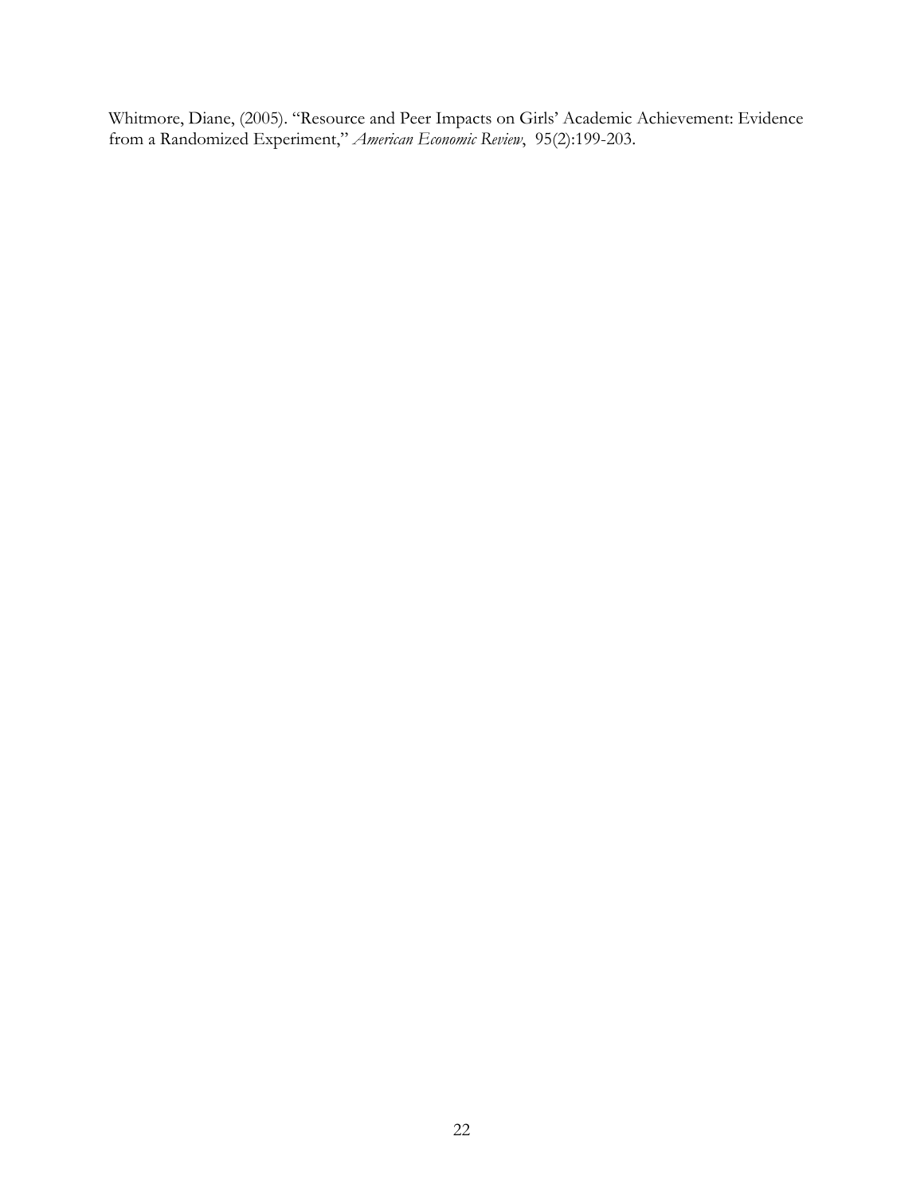Whitmore, Diane, (2005). "Resource and Peer Impacts on Girls' Academic Achievement: Evidence from a Randomized Experiment," *American Economic Review*, 95(2):199-203.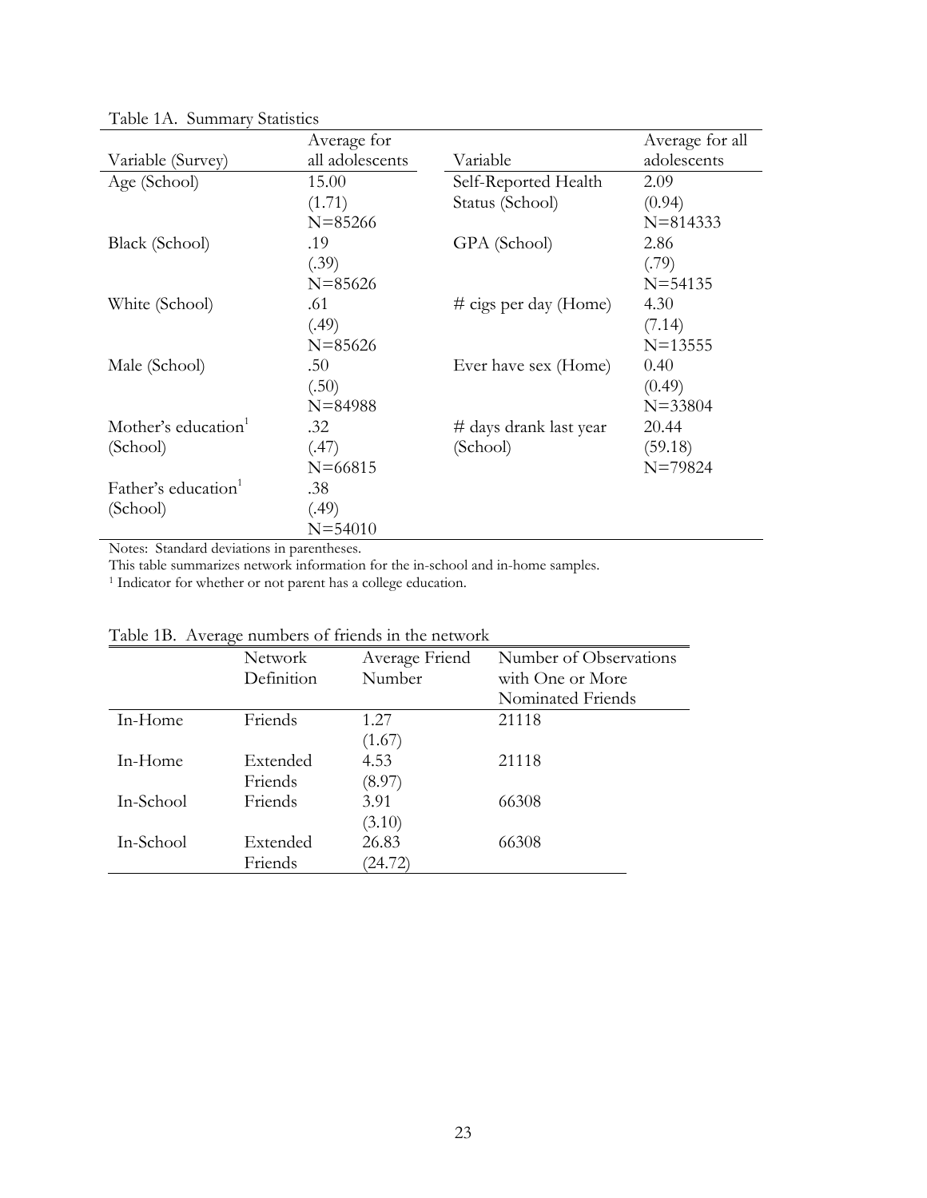Table 1A. Summary Statistics

| Variable (Survey) | Average for all adolescents | Variable | Average for all adolescents |
|---|---|---|---|
| Age (School) | 15.00 | Self-Reported Health | 2.09 |
| | (1.71) | Status (School) | (0.94) |
| | N=85266 | | N=814333 |
| Black (School) | .19 | GPA (School) | 2.86 |
| | (.39) | | (.79) |
| | N=85626 | | N=54135 |
| White (School) | .61 | # cigs per day (Home) | 4.30 |
| | (.49) | | (7.14) |
| | N=85626 | | N=13555 |
| Male (School) | .50 | Ever have sex (Home) | 0.40 |
| | (.50) | | (0.49) |
| | N=84988 | | N=33804 |
| Mother's education[1] | .32 | # days drank last year | 20.44 |
| (School) | (.47) | (School) | (59.18) |
| | N=66815 | | N=79824 |
| Father's education[1] | .38 | | |
| (School) | (.49) | | |
| | N=54010 | | |

Notes: Standard deviations in parentheses.
This table summarizes network information for the in-school and in-home samples.
[1] Indicator for whether or not parent has a college education.

Table 1B. Average numbers of friends in the network

| | Network Definition | Average Friend Number | Number of Observations with One or More Nominated Friends |
|---|---|---|---|
| In-Home | Friends | 1.27 | 21118 |
| | | (1.67) | |
| In-Home | Extended Friends | 4.53 | 21118 |
| | | (8.97) | |
| In-School | Friends | 3.91 | 66308 |
| | | (3.10) | |
| In-School | Extended Friends | 26.83 | 66308 |
| | | (24.72) | |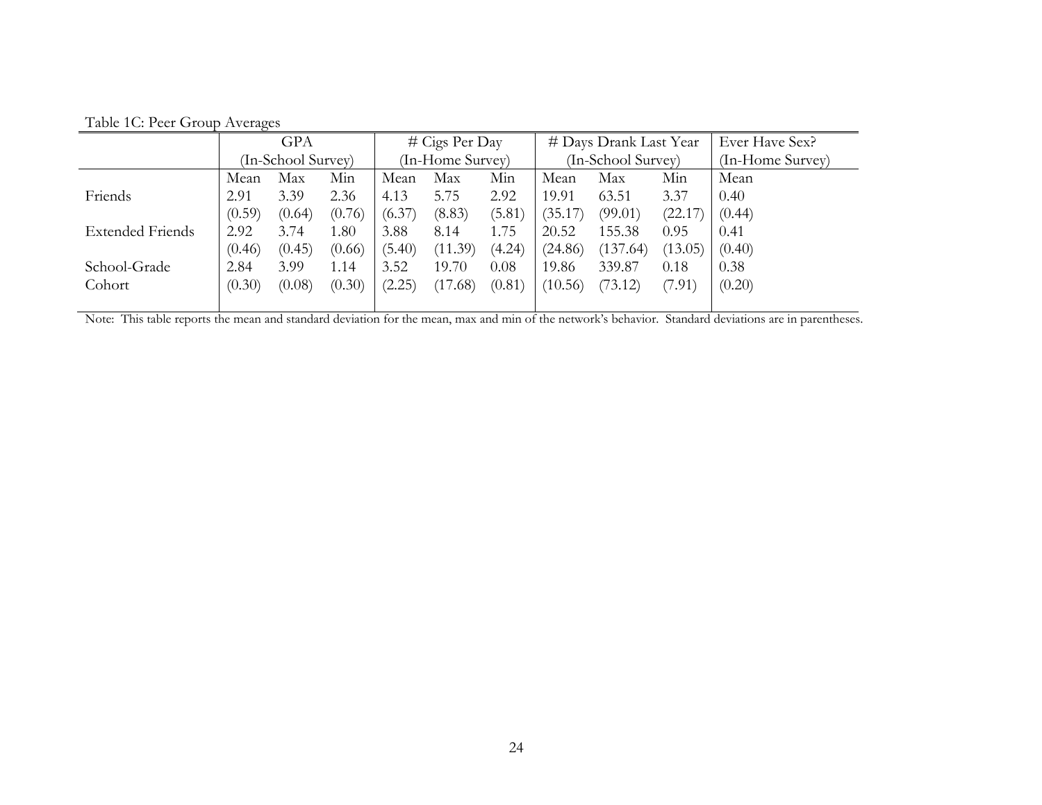Table 1C: Peer Group Averages

| | GPA (In-School Survey) | | | # Cigs Per Day (In-Home Survey) | | | # Days Drank Last Year (In-School Survey) | | | Ever Have Sex? (In-Home Survey) |
|---|---|---|---|---|---|---|---|---|---|---|
| | Mean | Max | Min | Mean | Max | Min | Mean | Max | Min | Mean |
| Friends | 2.91 | 3.39 | 2.36 | 4.13 | 5.75 | 2.92 | 19.91 | 63.51 | 3.37 | 0.40 |
| | (0.59) | (0.64) | (0.76) | (6.37) | (8.83) | (5.81) | (35.17) | (99.01) | (22.17) | (0.44) |
| Extended Friends | 2.92 | 3.74 | 1.80 | 3.88 | 8.14 | 1.75 | 20.52 | 155.38 | 0.95 | 0.41 |
| | (0.46) | (0.45) | (0.66) | (5.40) | (11.39) | (4.24) | (24.86) | (137.64) | (13.05) | (0.40) |
| School-Grade Cohort | 2.84 | 3.99 | 1.14 | 3.52 | 19.70 | 0.08 | 19.86 | 339.87 | 0.18 | 0.38 |
| | (0.30) | (0.08) | (0.30) | (2.25) | (17.68) | (0.81) | (10.56) | (73.12) | (7.91) | (0.20) |

Note: This table reports the mean and standard deviation for the mean, max and min of the network's behavior. Standard deviations are in parentheses.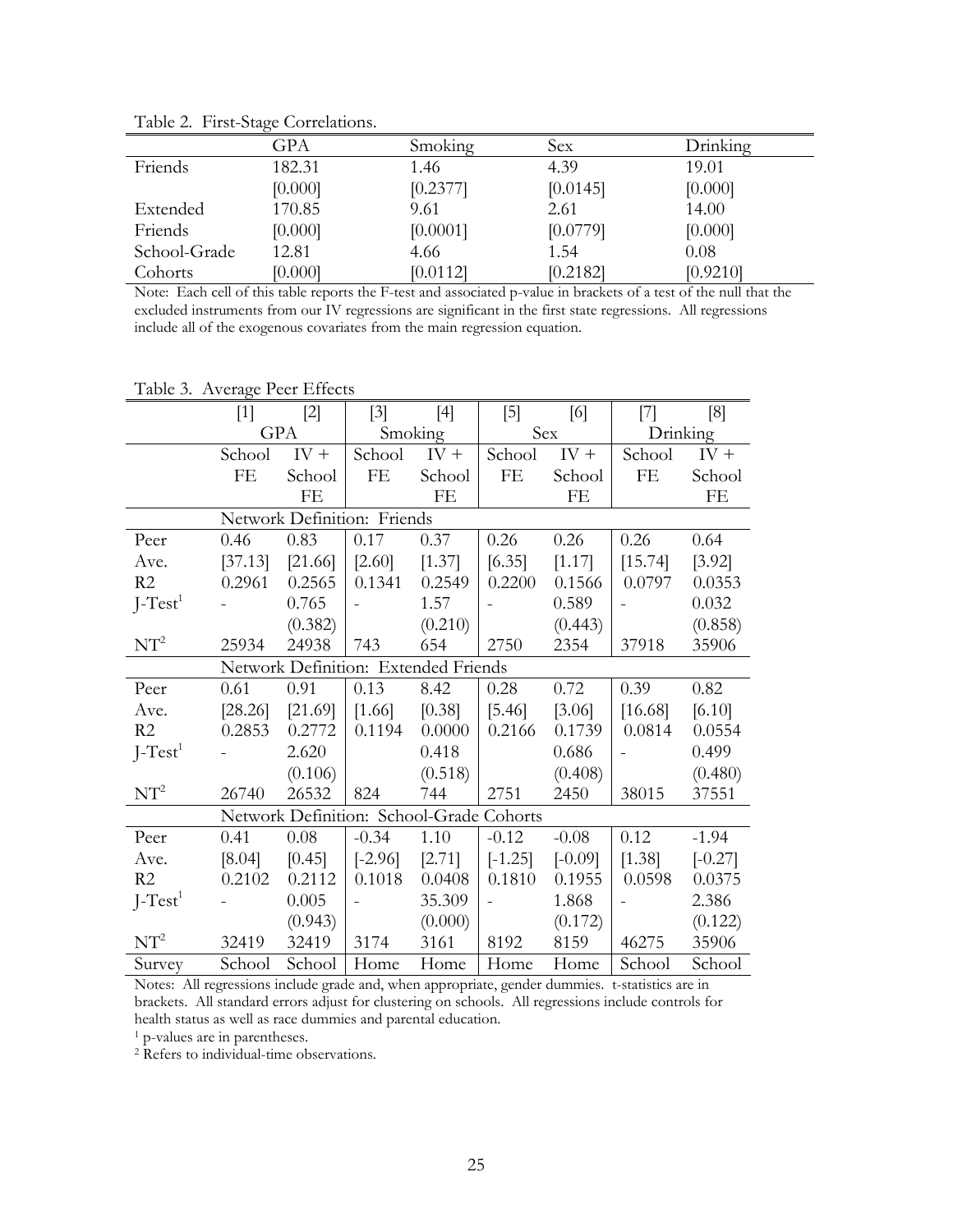Table 2. First-Stage Correlations.

| | GPA | Smoking | Sex | Drinking |
|---|---|---|---|---|
| Friends | 182.31 | 1.46 | 4.39 | 19.01 |
| | [0.000] | [0.2377] | [0.0145] | [0.000] |
| Extended | 170.85 | 9.61 | 2.61 | 14.00 |
| Friends | [0.000] | [0.0001] | [0.0779] | [0.000] |
| School-Grade | 12.81 | 4.66 | 1.54 | 0.08 |
| Cohorts | [0.000] | [0.0112] | [0.2182] | [0.9210] |

Note: Each cell of this table reports the F-test and associated p-value in brackets of a test of the null that the excluded instruments from our IV regressions are significant in the first state regressions. All regressions include all of the exogenous covariates from the main regression equation.

Table 3. Average Peer Effects

| | [1] | [2] | [3] | [4] | [5] | [6] | [7] | [8] |
|---|---|---|---|---|---|---|---|---|
| | GPA | | Smoking | | Sex | | Drinking | |
| | School FE | IV + School FE | School FE | IV + School FE | School FE | IV + School FE | School FE | IV + School FE |
| | Network Definition: Friends | | | | | | | |
| Peer Ave. | 0.46 | 0.83 | 0.17 | 0.37 | 0.26 | 0.26 | 0.26 | 0.64 |
| | [37.13] | [21.66] | [2.60] | [1.37] | [6.35] | [1.17] | [15.74] | [3.92] |
| R2 | 0.2961 | 0.2565 | 0.1341 | 0.2549 | 0.2200 | 0.1566 | 0.0797 | 0.0353 |
| J-Test[1] | - | 0.765 | - | 1.57 | - | 0.589 | - | 0.032 |
| | | (0.382) | | (0.210) | | (0.443) | | (0.858) |
| NT[2] | 25934 | 24938 | 743 | 654 | 2750 | 2354 | 37918 | 35906 |
| | Network Definition: Extended Friends | | | | | | | |
| Peer Ave. | 0.61 | 0.91 | 0.13 | 8.42 | 0.28 | 0.72 | 0.39 | 0.82 |
| | [28.26] | [21.69] | [1.66] | [0.38] | [5.46] | [3.06] | [16.68] | [6.10] |
| R2 | 0.2853 | 0.2772 | 0.1194 | 0.0000 | 0.2166 | 0.1739 | 0.0814 | 0.0554 |
| J-Test[1] | - | 2.620 | | 0.418 | | 0.686 | - | 0.499 |
| | | (0.106) | | (0.518) | | (0.408) | | (0.480) |
| NT[2] | 26740 | 26532 | 824 | 744 | 2751 | 2450 | 38015 | 37551 |
| | Network Definition: School-Grade Cohorts | | | | | | | |
| Peer Ave. | 0.41 | 0.08 | -0.34 | 1.10 | -0.12 | -0.08 | 0.12 | -1.94 |
| | [8.04] | [0.45] | [-2.96] | [2.71] | [-1.25] | [-0.09] | [1.38] | [-0.27] |
| R2 | 0.2102 | 0.2112 | 0.1018 | 0.0408 | 0.1810 | 0.1955 | 0.0598 | 0.0375 |
| J-Test[1] | - | 0.005 | - | 35.309 | - | 1.868 | - | 2.386 |
| | | (0.943) | | (0.000) | | (0.172) | | (0.122) |
| NT[2] | 32419 | 32419 | 3174 | 3161 | 8192 | 8159 | 46275 | 35906 |
| Survey | School | School | Home | Home | Home | Home | School | School |

Notes: All regressions include grade and, when appropriate, gender dummies. t-statistics are in brackets. All standard errors adjust for clustering on schools. All regressions include controls for health status as well as race dummies and parental education.

[1] p-values are in parentheses.

[2] Refers to individual-time observations.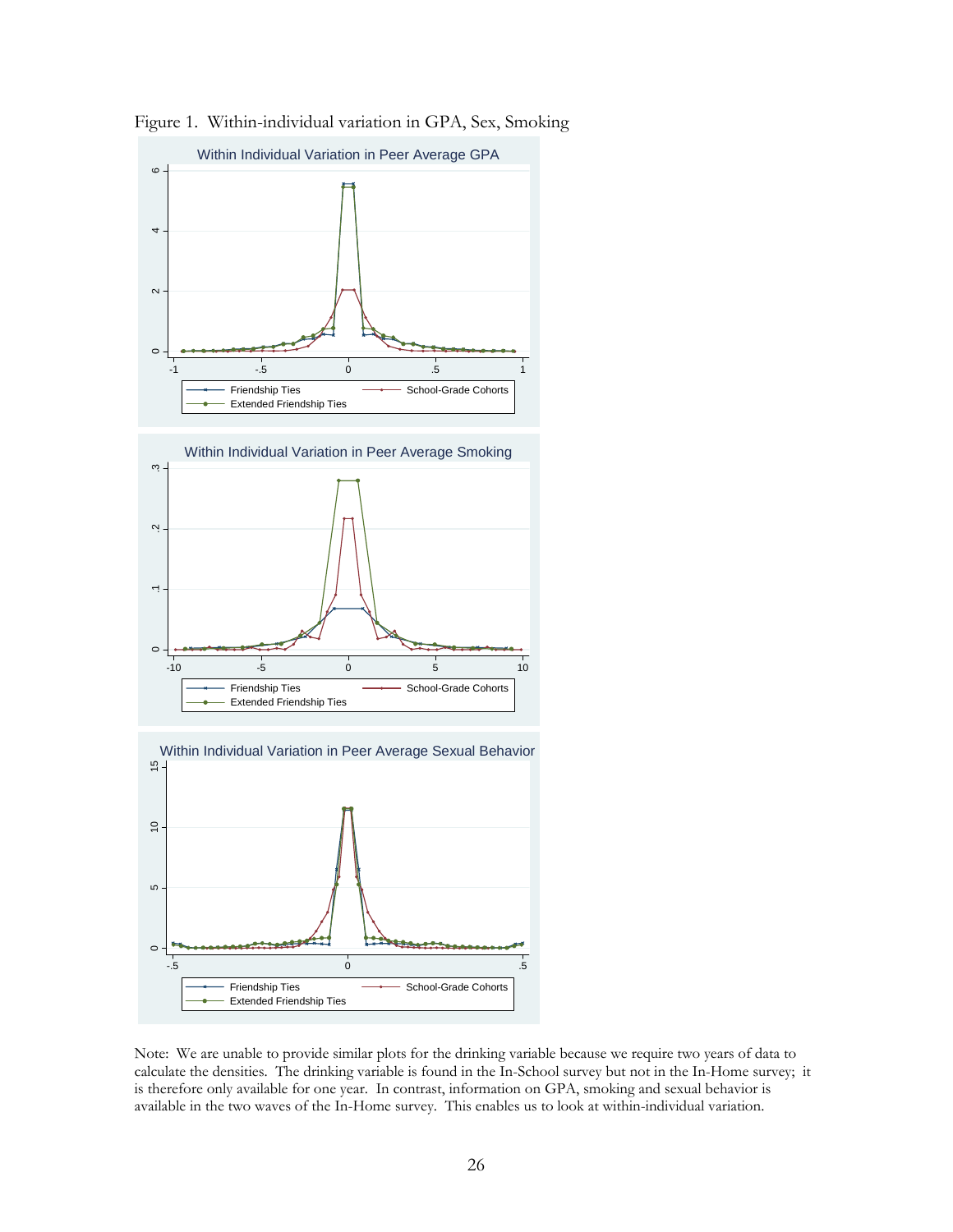Figure 1. Within-individual variation in GPA, Sex, Smoking

Within Individual Variation in Peer Average GPA

Within Individual Variation in Peer Average Smoking

Within Individual Variation in Peer Average Sexual Behavior

Note: We are unable to provide similar plots for the drinking variable because we require two years of data to calculate the densities. The drinking variable is found in the In-School survey but not in the In-Home survey; it is therefore only available for one year. In contrast, information on GPA, smoking and sexual behavior is available in the two waves of the In-Home survey. This enables us to look at within-individual variation.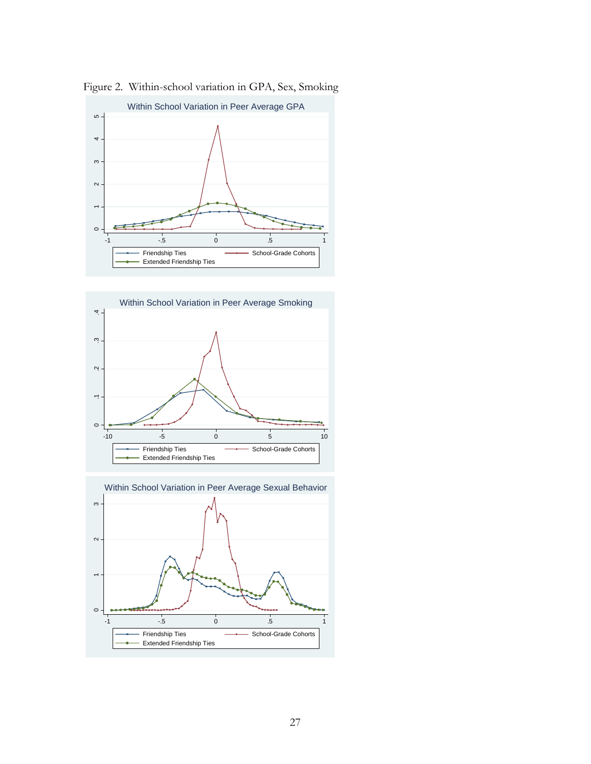Figure 2. Within-school variation in GPA, Sex, Smoking

Within School Variation in Peer Average GPA

5
4
3
2
1
0

-1
-.5
0
.5
1

Friendship Ties
School-Grade Cohorts
Extended Friendship Ties

Within School Variation in Peer Average Smoking

.4
.3
.2
.1
0

-10
-5
0
5
10

Friendship Ties
School-Grade Cohorts
Extended Friendship Ties

Within School Variation in Peer Average Sexual Behavior

3
2
1
0

-1
-.5
0
.5
1

Friendship Ties
School-Grade Cohorts
Extended Friendship Ties